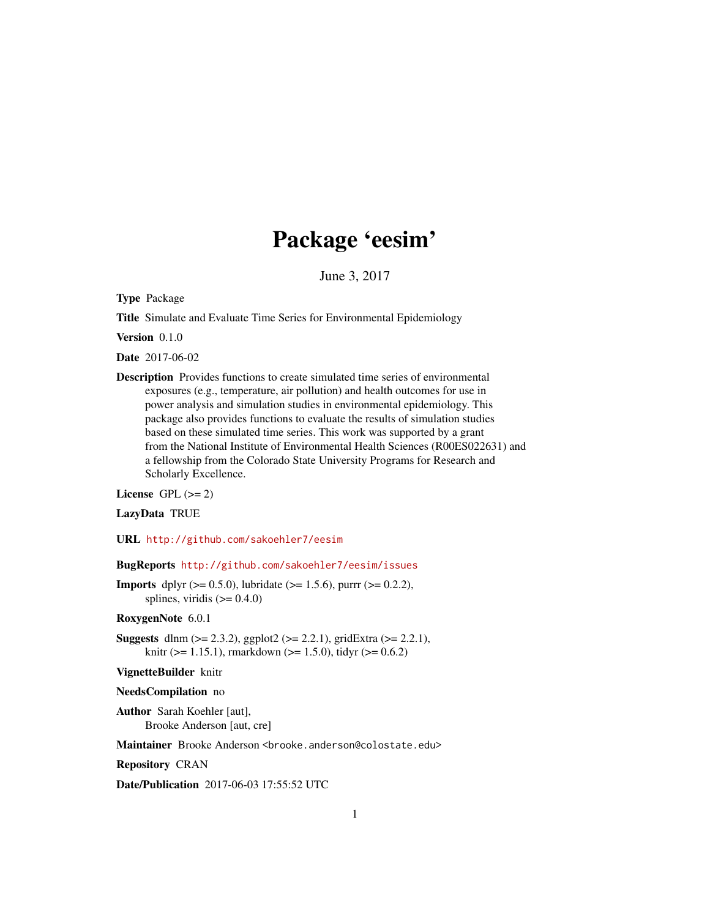# Package 'eesim'

June 3, 2017

**Type** Package

**Title** Simulate and Evaluate Time Series for Environmental Epidemiology

**Version** 0.1.0

**Date** 2017-06-02

**Description** Provides functions to create simulated time series of environmental exposures (e.g., temperature, air pollution) and health outcomes for use in power analysis and simulation studies in environmental epidemiology. This package also provides functions to evaluate the results of simulation studies based on these simulated time series. This work was supported by a grant from the National Institute of Environmental Health Sciences (R00ES022631) and a fellowship from the Colorado State University Programs for Research and Scholarly Excellence.

**License** GPL (>= 2)

**LazyData** TRUE

**URL** http://github.com/sakoehler7/eesim

**BugReports** http://github.com/sakoehler7/eesim/issues

**Imports** dplyr (>= 0.5.0), lubridate (>= 1.5.6), purrr (>= 0.2.2), splines, viridis (>= 0.4.0)

**RoxygenNote** 6.0.1

**Suggests** dlnm (>= 2.3.2), ggplot2 (>= 2.2.1), gridExtra (>= 2.2.1), knitr (>= 1.15.1), rmarkdown (>= 1.5.0), tidyr (>= 0.6.2)

**VignetteBuilder** knitr

**NeedsCompilation** no

**Author** Sarah Koehler [aut], Brooke Anderson [aut, cre]

**Maintainer** Brooke Anderson <brooke.anderson@colostate.edu>

**Repository** CRAN

**Date/Publication** 2017-06-03 17:55:52 UTC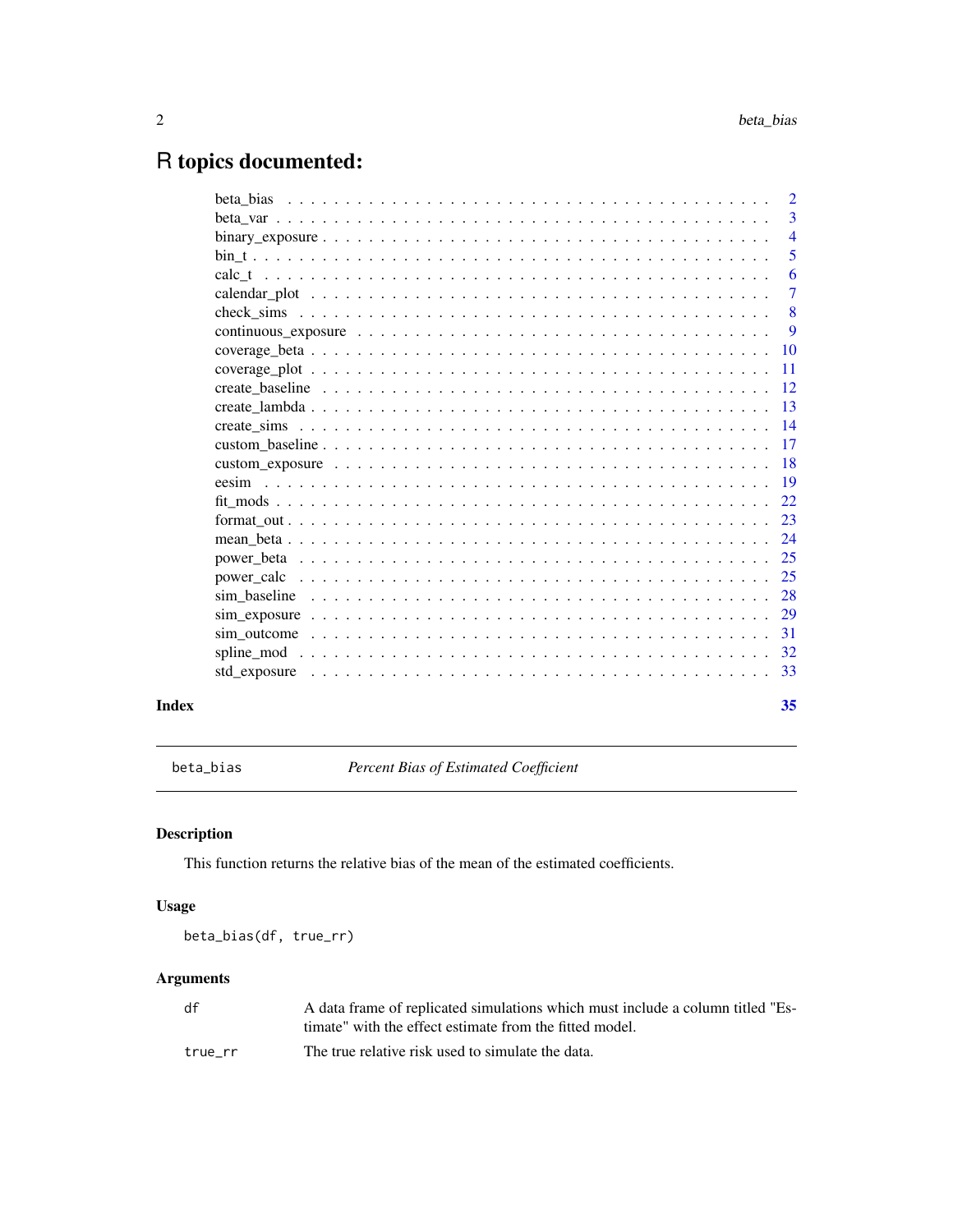# R topics documented:

| | |
|---|---|
| beta_bias | 2 |
| beta_var | 3 |
| binary_exposure | 4 |
| bin_t | 5 |
| calc_t | 6 |
| calendar_plot | 7 |
| check_sims | 8 |
| continuous_exposure | 9 |
| coverage_beta | 10 |
| coverage_plot | 11 |
| create_baseline | 12 |
| create_lambda | 13 |
| create_sims | 14 |
| custom_baseline | 17 |
| custom_exposure | 18 |
| eesim | 19 |
| fit_mods | 22 |
| format_out | 23 |
| mean_beta | 24 |
| power_beta | 25 |
| power_calc | 25 |
| sim_baseline | 28 |
| sim_exposure | 29 |
| sim_outcome | 31 |
| spline_mod | 32 |
| std_exposure | 33 |

**Index** 35

---

`beta_bias` *Percent Bias of Estimated Coefficient*

---

## Description

This function returns the relative bias of the mean of the estimated coefficients.

## Usage

```
beta_bias(df, true_rr)
```

## Arguments

| | |
|---|---|
| df | A data frame of replicated simulations which must include a column titled "Estimate" with the effect estimate from the fitted model. |
| true_rr | The true relative risk used to simulate the data. |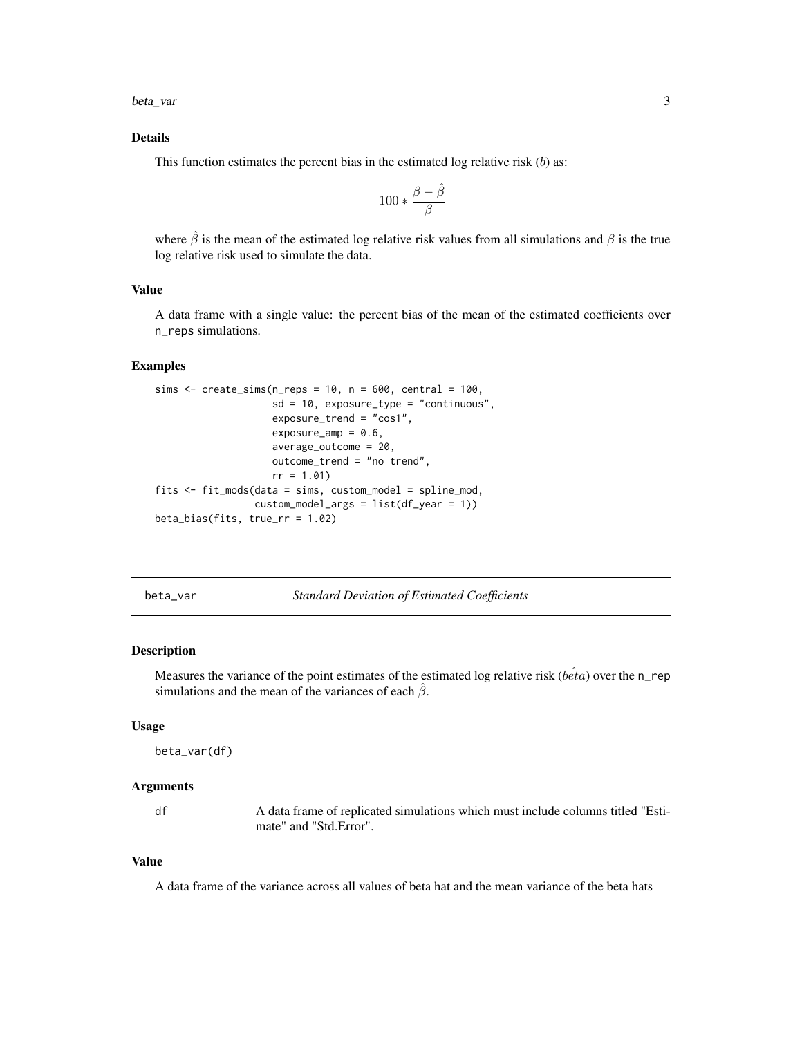### Details

This function estimates the percent bias in the estimated log relative risk ($b$) as:

$$100 * \frac{\beta - \hat{\beta}}{\beta}$$

where $\hat{\beta}$ is the mean of the estimated log relative risk values from all simulations and $\beta$ is the true log relative risk used to simulate the data.

### Value

A data frame with a single value: the percent bias of the mean of the estimated coefficients over n_reps simulations.

### Examples

```
sims <- create_sims(n_reps = 10, n = 600, central = 100,
                    sd = 10, exposure_type = "continuous",
                    exposure_trend = "cos1",
                    exposure_amp = 0.6,
                    average_outcome = 20,
                    outcome_trend = "no trend",
                    rr = 1.01)
fits <- fit_mods(data = sims, custom_model = spline_mod,
                 custom_model_args = list(df_year = 1))
beta_bias(fits, true_rr = 1.02)
```

---

## beta_var — *Standard Deviation of Estimated Coefficients*

### Description

Measures the variance of the point estimates of the estimated log relative risk ($\hat{beta}$) over the n_rep simulations and the mean of the variances of each $\hat{\beta}$.

### Usage

```
beta_var(df)
```

### Arguments

| | |
|---|---|
| df | A data frame of replicated simulations which must include columns titled "Estimate" and "Std.Error". |

### Value

A data frame of the variance across all values of beta hat and the mean variance of the beta hats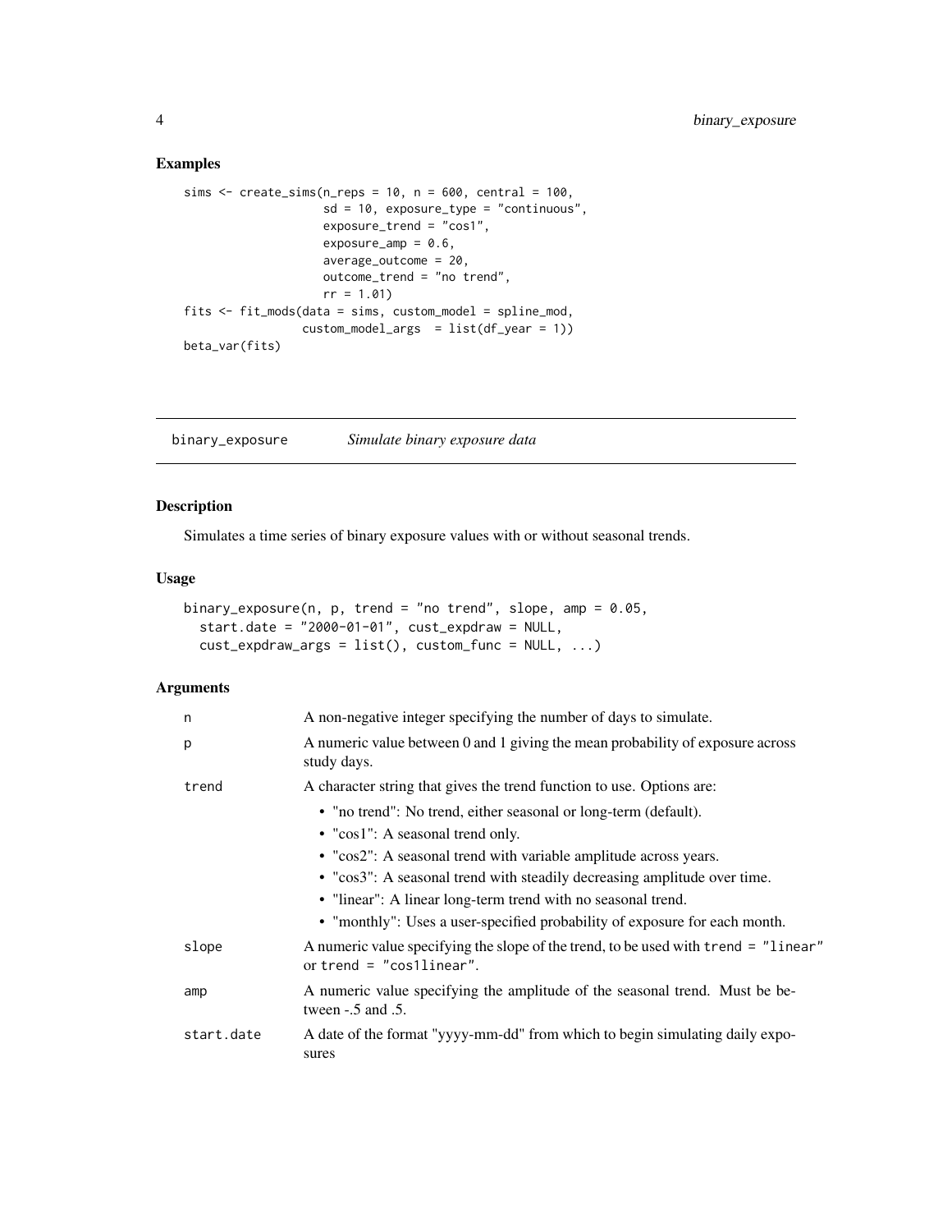## Examples

```
sims <- create_sims(n_reps = 10, n = 600, central = 100,
                    sd = 10, exposure_type = "continuous",
                    exposure_trend = "cos1",
                    exposure_amp = 0.6,
                    average_outcome = 20,
                    outcome_trend = "no trend",
                    rr = 1.01)
fits <- fit_mods(data = sims, custom_model = spline_mod,
                 custom_model_args  = list(df_year = 1))
beta_var(fits)
```

---

# binary_exposure *Simulate binary exposure data*

## Description

Simulates a time series of binary exposure values with or without seasonal trends.

## Usage

```
binary_exposure(n, p, trend = "no trend", slope, amp = 0.05,
  start.date = "2000-01-01", cust_expdraw = NULL,
  cust_expdraw_args = list(), custom_func = NULL, ...)
```

## Arguments

| | |
|---|---|
| `n` | A non-negative integer specifying the number of days to simulate. |
| `p` | A numeric value between 0 and 1 giving the mean probability of exposure across study days. |
| `trend` | A character string that gives the trend function to use. Options are:<br>• "no trend": No trend, either seasonal or long-term (default).<br>• "cos1": A seasonal trend only.<br>• "cos2": A seasonal trend with variable amplitude across years.<br>• "cos3": A seasonal trend with steadily decreasing amplitude over time.<br>• "linear": A linear long-term trend with no seasonal trend.<br>• "monthly": Uses a user-specified probability of exposure for each month. |
| `slope` | A numeric value specifying the slope of the trend, to be used with `trend = "linear"` or `trend = "cos1linear"`. |
| `amp` | A numeric value specifying the amplitude of the seasonal trend. Must be between -.5 and .5. |
| `start.date` | A date of the format "yyyy-mm-dd" from which to begin simulating daily exposures |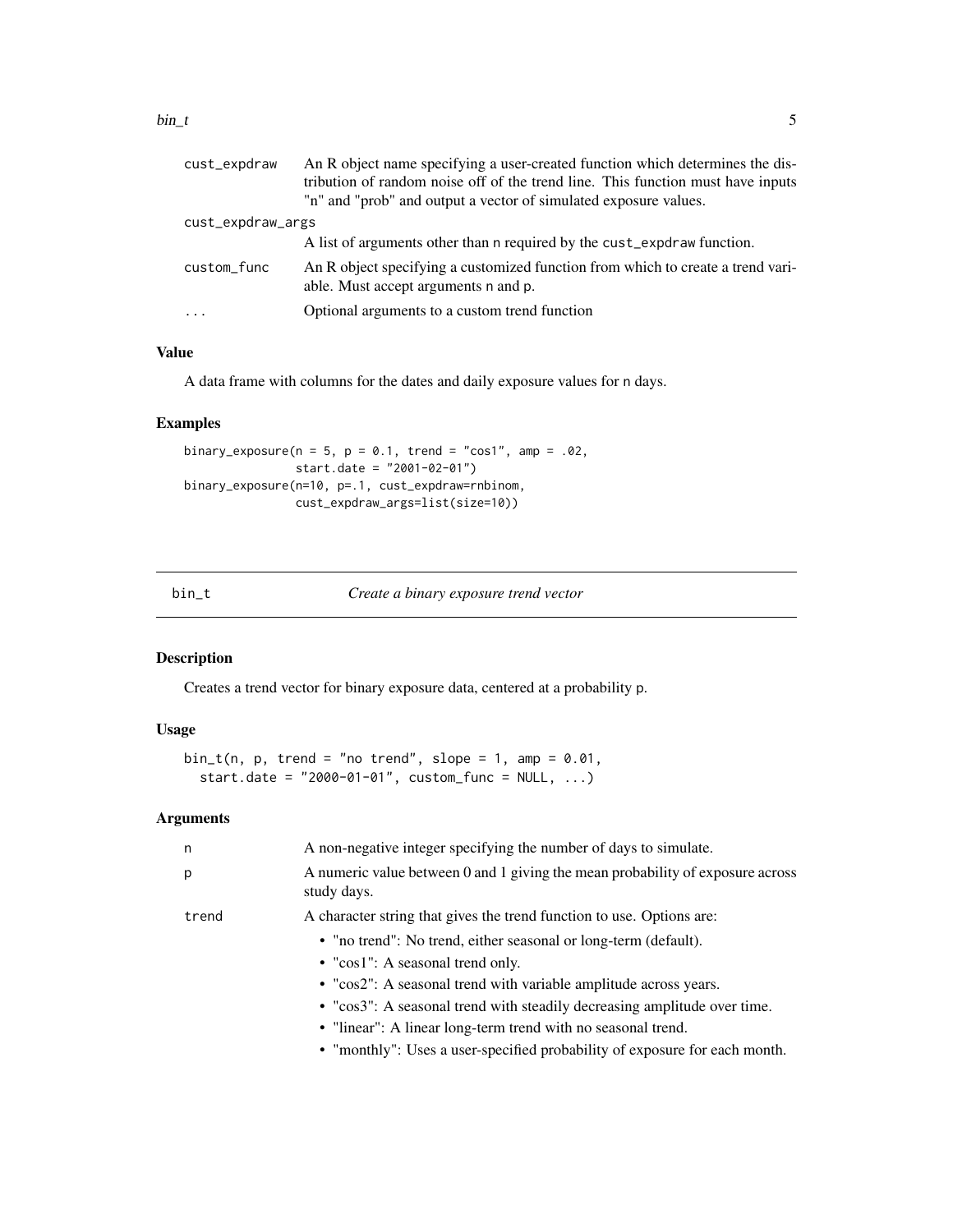| | |
|---|---|
| `cust_expdraw` | An R object name specifying a user-created function which determines the distribution of random noise off of the trend line. This function must have inputs "n" and "prob" and output a vector of simulated exposure values. |
| `cust_expdraw_args` | A list of arguments other than `n` required by the `cust_expdraw` function. |
| `custom_func` | An R object specifying a customized function from which to create a trend variable. Must accept arguments `n` and `p`. |
| `...` | Optional arguments to a custom trend function |

### Value

A data frame with columns for the dates and daily exposure values for `n` days.

### Examples

```
binary_exposure(n = 5, p = 0.1, trend = "cos1", amp = .02,
                start.date = "2001-02-01")
binary_exposure(n=10, p=.1, cust_expdraw=rnbinom,
                cust_expdraw_args=list(size=10))
```

---

## `bin_t` *Create a binary exposure trend vector*

### Description

Creates a trend vector for binary exposure data, centered at a probability `p`.

### Usage

```
bin_t(n, p, trend = "no trend", slope = 1, amp = 0.01,
  start.date = "2000-01-01", custom_func = NULL, ...)
```

### Arguments

| | |
|---|---|
| `n` | A non-negative integer specifying the number of days to simulate. |
| `p` | A numeric value between 0 and 1 giving the mean probability of exposure across study days. |
| `trend` | A character string that gives the trend function to use. Options are:<br>• "no trend": No trend, either seasonal or long-term (default).<br>• "cos1": A seasonal trend only.<br>• "cos2": A seasonal trend with variable amplitude across years.<br>• "cos3": A seasonal trend with steadily decreasing amplitude over time.<br>• "linear": A linear long-term trend with no seasonal trend.<br>• "monthly": Uses a user-specified probability of exposure for each month. |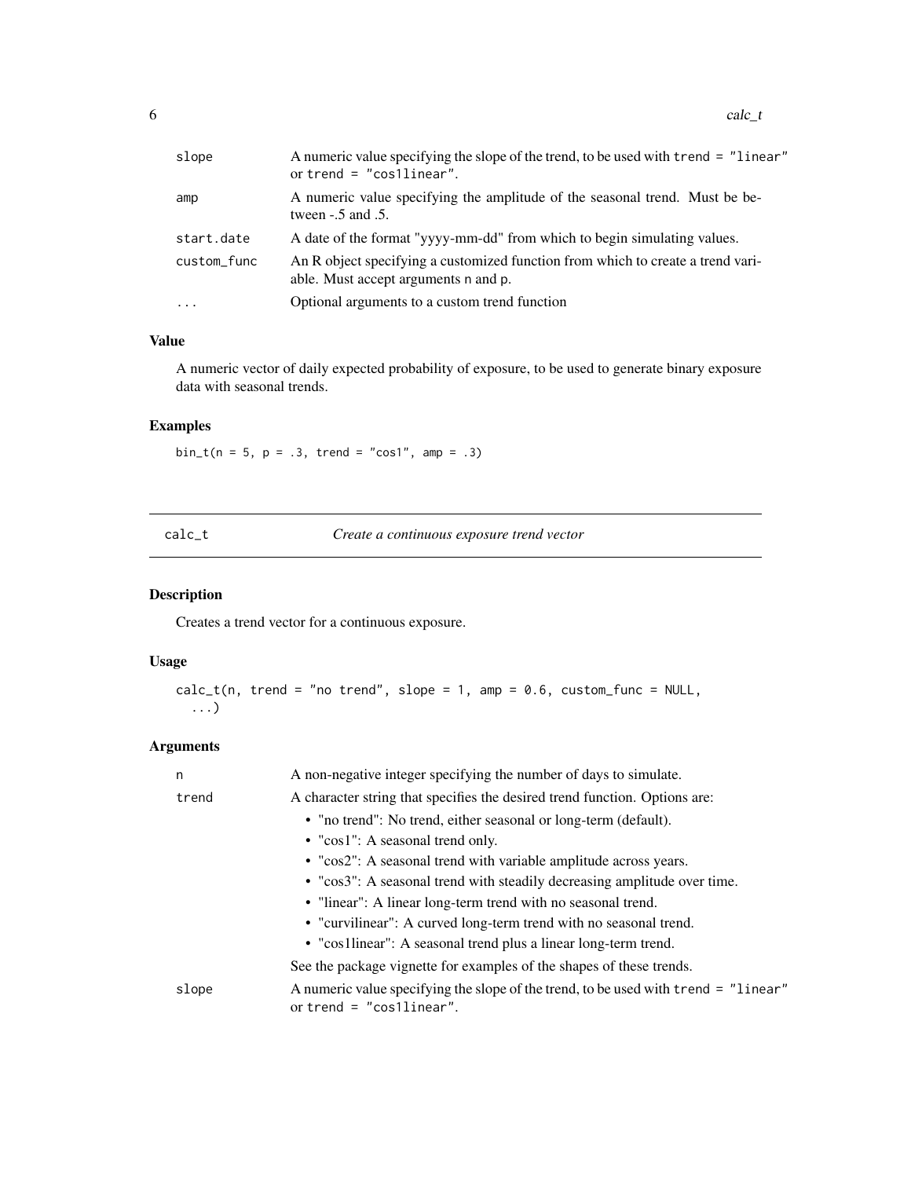| | |
|---|---|
| slope | A numeric value specifying the slope of the trend, to be used with `trend = "linear"` or `trend = "cos1linear"`. |
| amp | A numeric value specifying the amplitude of the seasonal trend. Must be between -.5 and .5. |
| start.date | A date of the format "yyyy-mm-dd" from which to begin simulating values. |
| custom_func | An R object specifying a customized function from which to create a trend variable. Must accept arguments n and p. |
| ... | Optional arguments to a custom trend function |

### Value

A numeric vector of daily expected probability of exposure, to be used to generate binary exposure data with seasonal trends.

### Examples

```
bin_t(n = 5, p = .3, trend = "cos1", amp = .3)
```

---

## calc_t — *Create a continuous exposure trend vector*

### Description

Creates a trend vector for a continuous exposure.

### Usage

```
calc_t(n, trend = "no trend", slope = 1, amp = 0.6, custom_func = NULL,
  ...)
```

### Arguments

- **n**: A non-negative integer specifying the number of days to simulate.
- **trend**: A character string that specifies the desired trend function. Options are:
  - "no trend": No trend, either seasonal or long-term (default).
  - "cos1": A seasonal trend only.
  - "cos2": A seasonal trend with variable amplitude across years.
  - "cos3": A seasonal trend with steadily decreasing amplitude over time.
  - "linear": A linear long-term trend with no seasonal trend.
  - "curvilinear": A curved long-term trend with no seasonal trend.
  - "cos1linear": A seasonal trend plus a linear long-term trend.

  See the package vignette for examples of the shapes of these trends.
- **slope**: A numeric value specifying the slope of the trend, to be used with `trend = "linear"` or `trend = "cos1linear"`.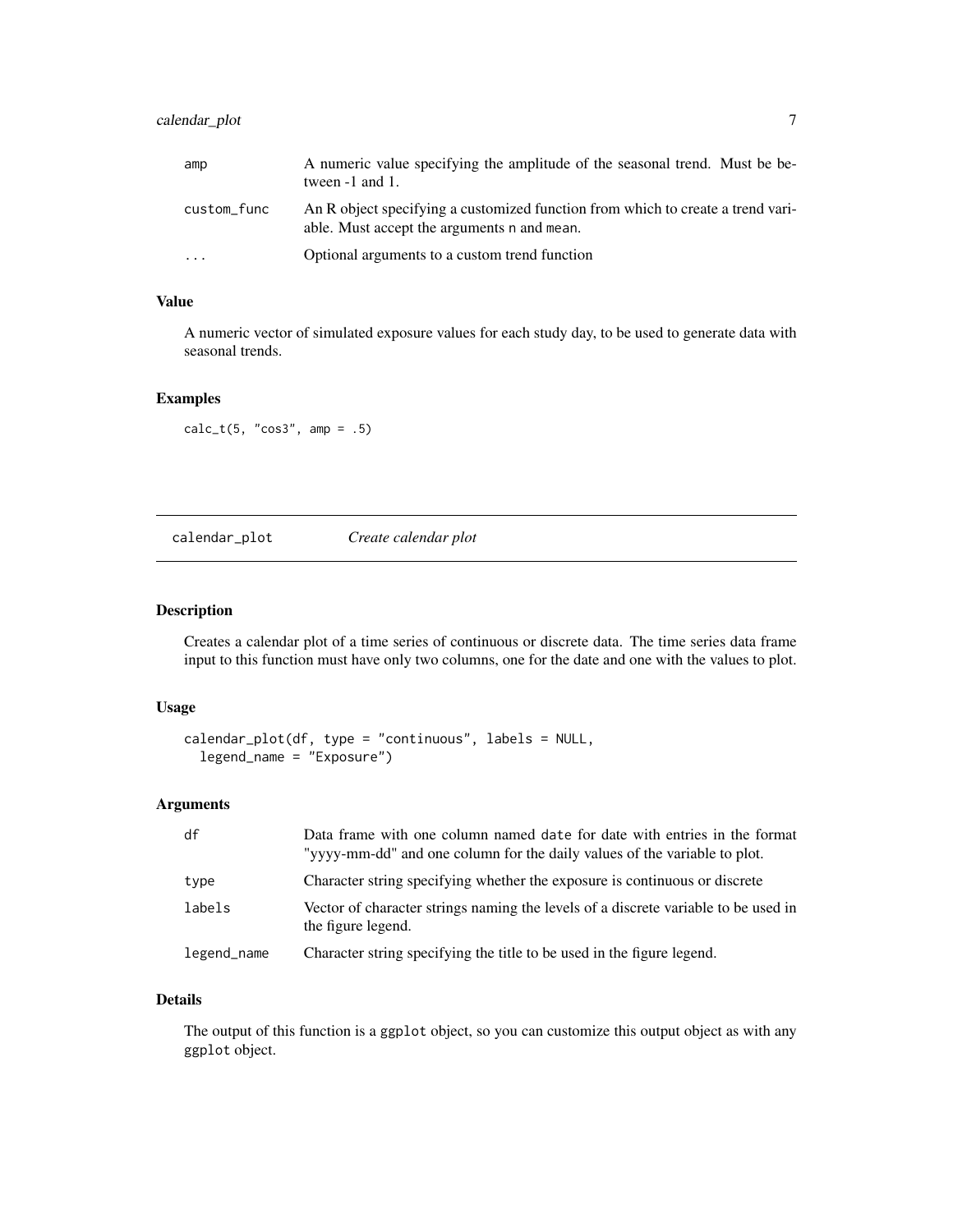| | |
|---|---|
| amp | A numeric value specifying the amplitude of the seasonal trend. Must be between -1 and 1. |
| custom_func | An R object specifying a customized function from which to create a trend variable. Must accept the arguments n and mean. |
| ... | Optional arguments to a custom trend function |

### Value

A numeric vector of simulated exposure values for each study day, to be used to generate data with seasonal trends.

### Examples

```
calc_t(5, "cos3", amp = .5)
```

---

## calendar_plot — *Create calendar plot*

---

### Description

Creates a calendar plot of a time series of continuous or discrete data. The time series data frame input to this function must have only two columns, one for the date and one with the values to plot.

### Usage

```
calendar_plot(df, type = "continuous", labels = NULL,
  legend_name = "Exposure")
```

### Arguments

| | |
|---|---|
| df | Data frame with one column named date for date with entries in the format "yyyy-mm-dd" and one column for the daily values of the variable to plot. |
| type | Character string specifying whether the exposure is continuous or discrete |
| labels | Vector of character strings naming the levels of a discrete variable to be used in the figure legend. |
| legend_name | Character string specifying the title to be used in the figure legend. |

### Details

The output of this function is a ggplot object, so you can customize this output object as with any ggplot object.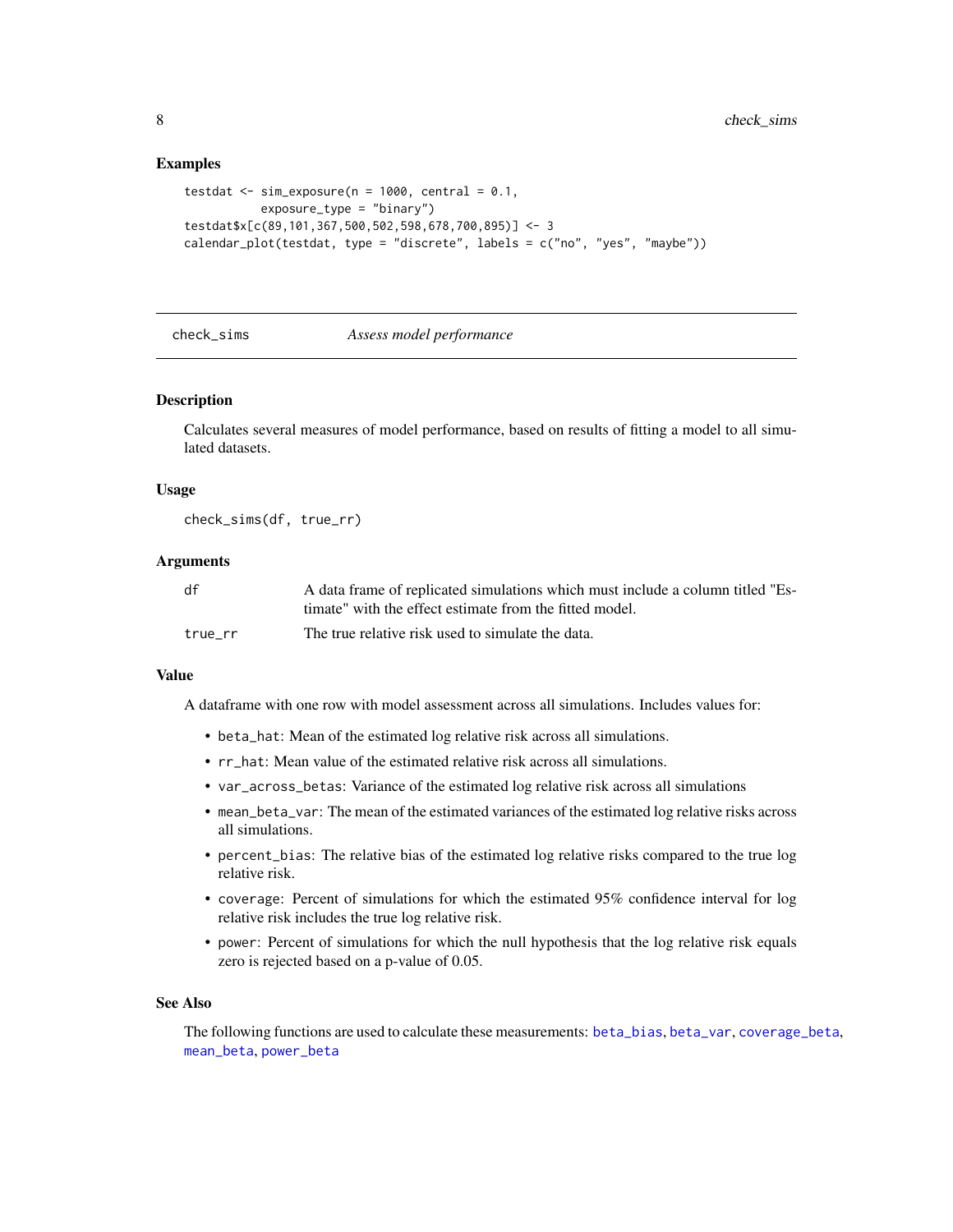### Examples

```
testdat <- sim_exposure(n = 1000, central = 0.1,
         exposure_type = "binary")
testdat$x[c(89,101,367,500,502,598,678,700,895)] <- 3
calendar_plot(testdat, type = "discrete", labels = c("no", "yes", "maybe"))
```

---

## check_sims — *Assess model performance*

---

### Description

Calculates several measures of model performance, based on results of fitting a model to all simulated datasets.

### Usage

```
check_sims(df, true_rr)
```

### Arguments

| | |
|---|---|
| `df` | A data frame of replicated simulations which must include a column titled "Estimate" with the effect estimate from the fitted model. |
| `true_rr` | The true relative risk used to simulate the data. |

### Value

A dataframe with one row with model assessment across all simulations. Includes values for:

- `beta_hat`: Mean of the estimated log relative risk across all simulations.
- `rr_hat`: Mean value of the estimated relative risk across all simulations.
- `var_across_betas`: Variance of the estimated log relative risk across all simulations
- `mean_beta_var`: The mean of the estimated variances of the estimated log relative risks across all simulations.
- `percent_bias`: The relative bias of the estimated log relative risks compared to the true log relative risk.
- `coverage`: Percent of simulations for which the estimated 95% confidence interval for log relative risk includes the true log relative risk.
- `power`: Percent of simulations for which the null hypothesis that the log relative risk equals zero is rejected based on a p-value of 0.05.

### See Also

The following functions are used to calculate these measurements: `beta_bias`, `beta_var`, `coverage_beta`, `mean_beta`, `power_beta`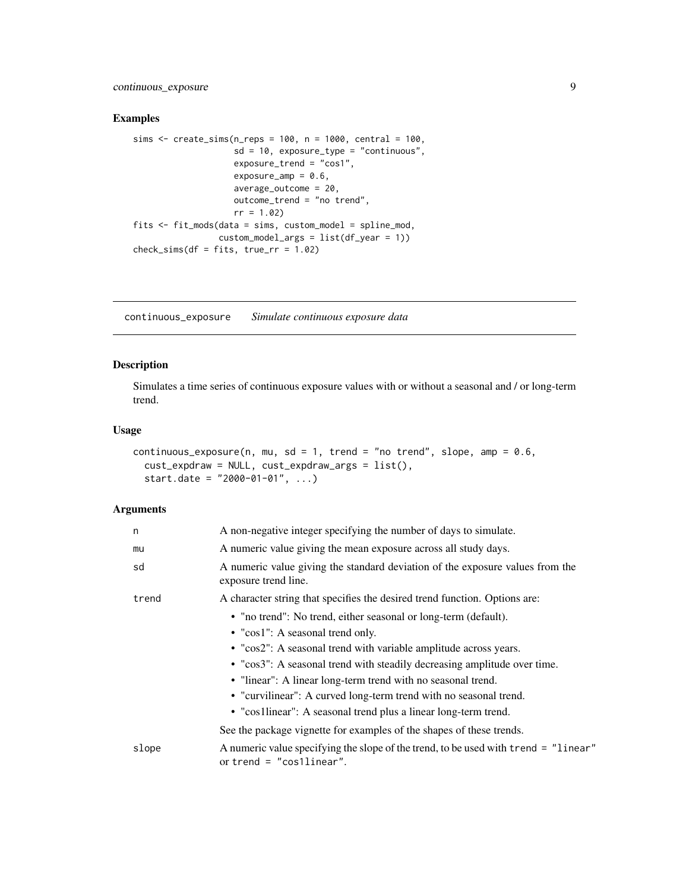## Examples

```
sims <- create_sims(n_reps = 100, n = 1000, central = 100,
                    sd = 10, exposure_type = "continuous",
                    exposure_trend = "cos1",
                    exposure_amp = 0.6,
                    average_outcome = 20,
                    outcome_trend = "no trend",
                    rr = 1.02)
fits <- fit_mods(data = sims, custom_model = spline_mod,
                 custom_model_args = list(df_year = 1))
check_sims(df = fits, true_rr = 1.02)
```

---

# continuous_exposure *Simulate continuous exposure data*

## Description

Simulates a time series of continuous exposure values with or without a seasonal and / or long-term trend.

## Usage

```
continuous_exposure(n, mu, sd = 1, trend = "no trend", slope, amp = 0.6,
  cust_expdraw = NULL, cust_expdraw_args = list(),
  start.date = "2000-01-01", ...)
```

## Arguments

| | |
|---|---|
| `n` | A non-negative integer specifying the number of days to simulate. |
| `mu` | A numeric value giving the mean exposure across all study days. |
| `sd` | A numeric value giving the standard deviation of the exposure values from the exposure trend line. |
| `trend` | A character string that specifies the desired trend function. Options are:<br>• "no trend": No trend, either seasonal or long-term (default).<br>• "cos1": A seasonal trend only.<br>• "cos2": A seasonal trend with variable amplitude across years.<br>• "cos3": A seasonal trend with steadily decreasing amplitude over time.<br>• "linear": A linear long-term trend with no seasonal trend.<br>• "curvilinear": A curved long-term trend with no seasonal trend.<br>• "cos1linear": A seasonal trend plus a linear long-term trend.<br><br>See the package vignette for examples of the shapes of these trends. |
| `slope` | A numeric value specifying the slope of the trend, to be used with `trend = "linear"` or `trend = "cos1linear"`. |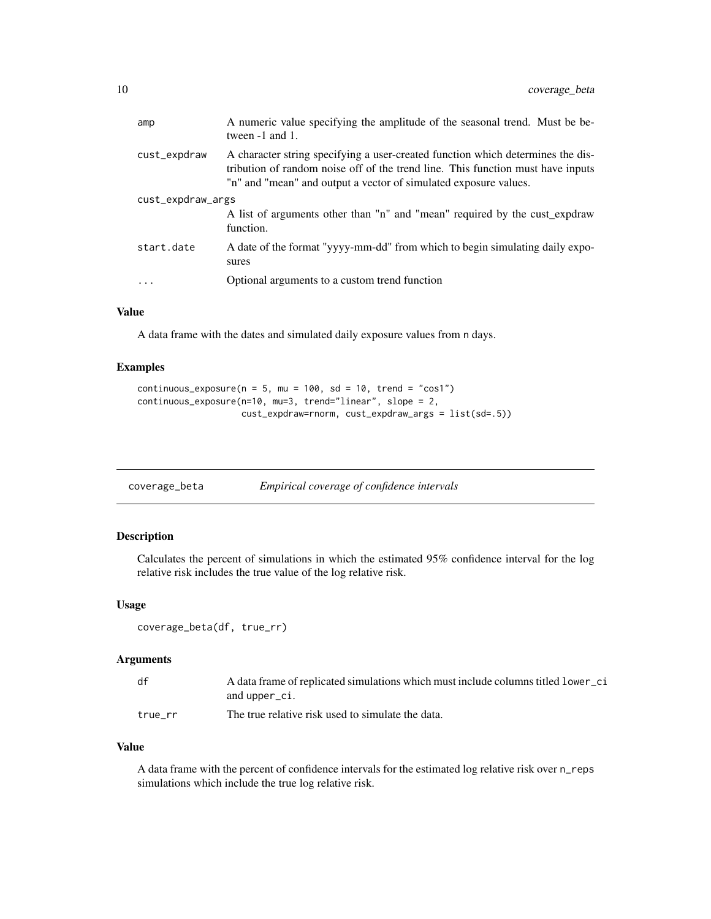| | |
|---|---|
| amp | A numeric value specifying the amplitude of the seasonal trend. Must be between -1 and 1. |
| cust_expdraw | A character string specifying a user-created function which determines the distribution of random noise off of the trend line. This function must have inputs "n" and "mean" and output a vector of simulated exposure values. |
| cust_expdraw_args | A list of arguments other than "n" and "mean" required by the cust_expdraw function. |
| start.date | A date of the format "yyyy-mm-dd" from which to begin simulating daily exposures |
| ... | Optional arguments to a custom trend function |

### Value

A data frame with the dates and simulated daily exposure values from n days.

### Examples

```
continuous_exposure(n = 5, mu = 100, sd = 10, trend = "cos1")
continuous_exposure(n=10, mu=3, trend="linear", slope = 2,
                    cust_expdraw=rnorm, cust_expdraw_args = list(sd=.5))
```

---

## coverage_beta *Empirical coverage of confidence intervals*

### Description

Calculates the percent of simulations in which the estimated 95% confidence interval for the log relative risk includes the true value of the log relative risk.

### Usage

```
coverage_beta(df, true_rr)
```

### Arguments

| | |
|---|---|
| df | A data frame of replicated simulations which must include columns titled lower_ci and upper_ci. |
| true_rr | The true relative risk used to simulate the data. |

### Value

A data frame with the percent of confidence intervals for the estimated log relative risk over n_reps simulations which include the true log relative risk.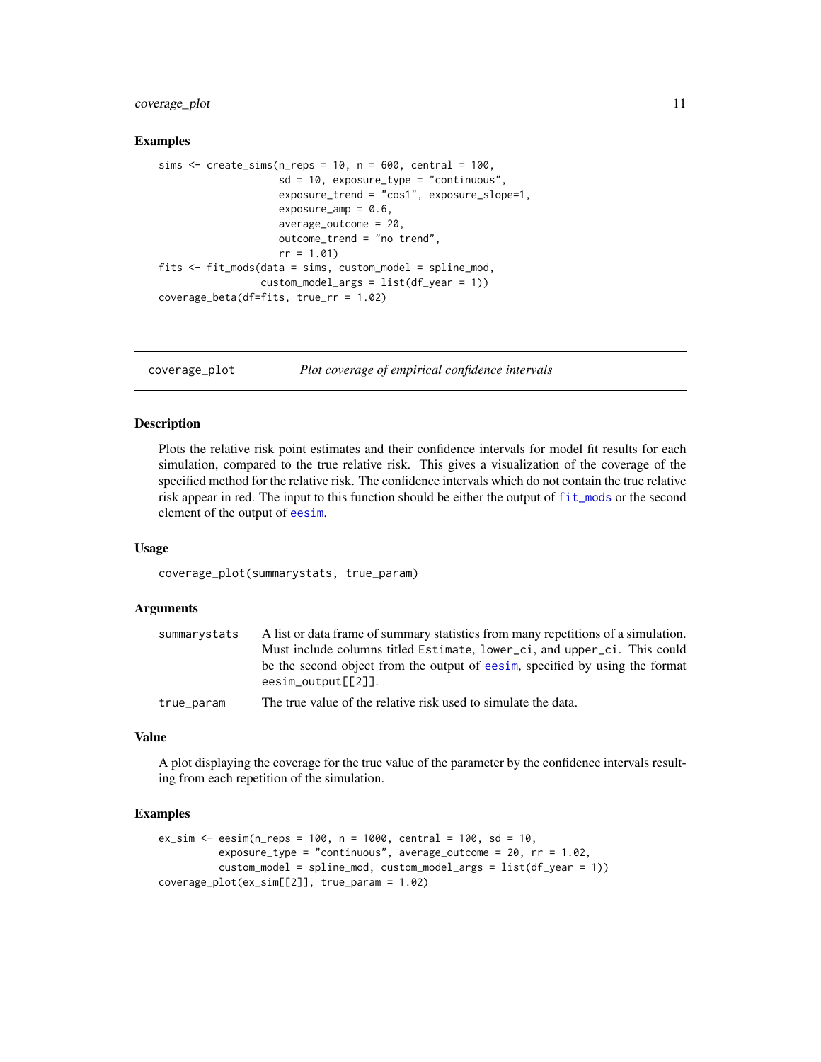### Examples

```
sims <- create_sims(n_reps = 10, n = 600, central = 100,
                    sd = 10, exposure_type = "continuous",
                    exposure_trend = "cos1", exposure_slope=1,
                    exposure_amp = 0.6,
                    average_outcome = 20,
                    outcome_trend = "no trend",
                    rr = 1.01)
fits <- fit_mods(data = sims, custom_model = spline_mod,
                 custom_model_args = list(df_year = 1))
coverage_beta(df=fits, true_rr = 1.02)
```

---

## coverage_plot &nbsp;&nbsp;&nbsp; *Plot coverage of empirical confidence intervals*

---

### Description

Plots the relative risk point estimates and their confidence intervals for model fit results for each simulation, compared to the true relative risk. This gives a visualization of the coverage of the specified method for the relative risk. The confidence intervals which do not contain the true relative risk appear in red. The input to this function should be either the output of `fit_mods` or the second element of the output of `eesim`.

### Usage

```
coverage_plot(summarystats, true_param)
```

### Arguments

| | |
|---|---|
| `summarystats` | A list or data frame of summary statistics from many repetitions of a simulation. Must include columns titled `Estimate`, `lower_ci`, and `upper_ci`. This could be the second object from the output of `eesim`, specified by using the format `eesim_output[[2]]`. |
| `true_param` | The true value of the relative risk used to simulate the data. |

### Value

A plot displaying the coverage for the true value of the parameter by the confidence intervals resulting from each repetition of the simulation.

### Examples

```
ex_sim <- eesim(n_reps = 100, n = 1000, central = 100, sd = 10,
          exposure_type = "continuous", average_outcome = 20, rr = 1.02,
          custom_model = spline_mod, custom_model_args = list(df_year = 1))
coverage_plot(ex_sim[[2]], true_param = 1.02)
```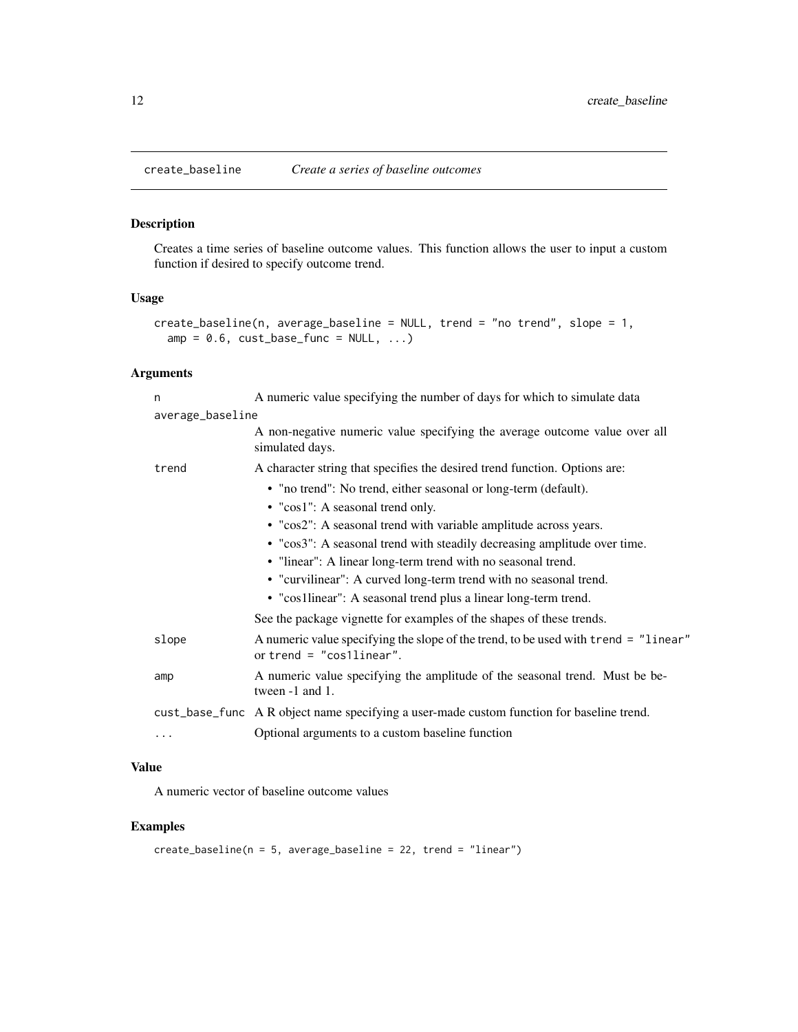# create_baseline — *Create a series of baseline outcomes*

## Description

Creates a time series of baseline outcome values. This function allows the user to input a custom function if desired to specify outcome trend.

## Usage

```
create_baseline(n, average_baseline = NULL, trend = "no trend", slope = 1,
  amp = 0.6, cust_base_func = NULL, ...)
```

## Arguments

| Argument | Description |
| --- | --- |
| `n` | A numeric value specifying the number of days for which to simulate data |
| `average_baseline` | A non-negative numeric value specifying the average outcome value over all simulated days. |
| `trend` | A character string that specifies the desired trend function. Options are: <br>• "no trend": No trend, either seasonal or long-term (default). <br>• "cos1": A seasonal trend only. <br>• "cos2": A seasonal trend with variable amplitude across years. <br>• "cos3": A seasonal trend with steadily decreasing amplitude over time. <br>• "linear": A linear long-term trend with no seasonal trend. <br>• "curvilinear": A curved long-term trend with no seasonal trend. <br>• "cos1linear": A seasonal trend plus a linear long-term trend. <br>See the package vignette for examples of the shapes of these trends. |
| `slope` | A numeric value specifying the slope of the trend, to be used with `trend = "linear"` or `trend = "cos1linear"`. |
| `amp` | A numeric value specifying the amplitude of the seasonal trend. Must be between -1 and 1. |
| `cust_base_func` | A R object name specifying a user-made custom function for baseline trend. |
| `...` | Optional arguments to a custom baseline function |

## Value

A numeric vector of baseline outcome values

## Examples

```
create_baseline(n = 5, average_baseline = 22, trend = "linear")
```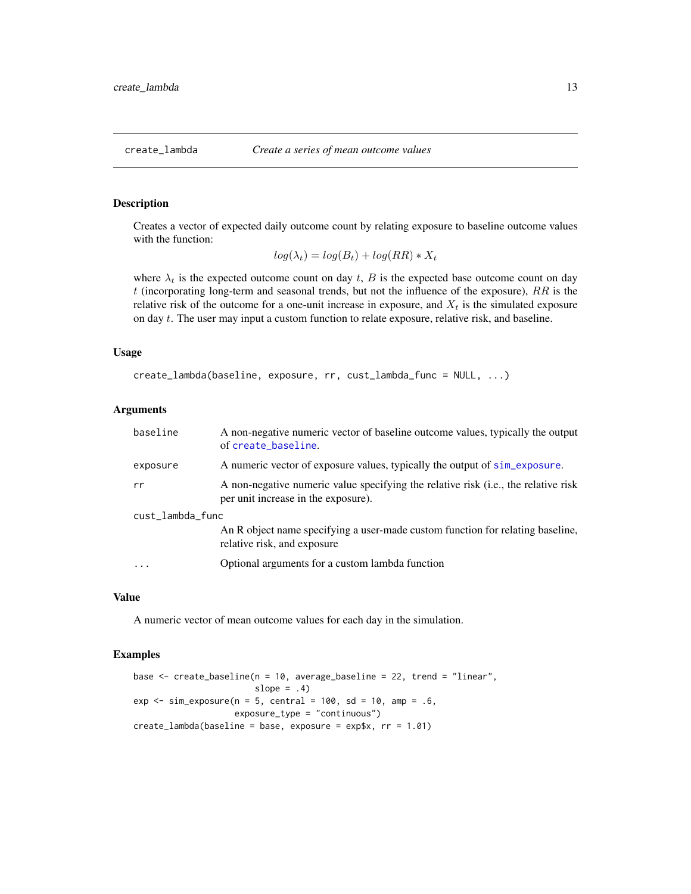# create_lambda — *Create a series of mean outcome values*

## Description

Creates a vector of expected daily outcome count by relating exposure to baseline outcome values with the function:

$$log(\lambda_t) = log(B_t) + log(RR) * X_t$$

where $\lambda_t$ is the expected outcome count on day $t$, $B$ is the expected base outcome count on day $t$ (incorporating long-term and seasonal trends, but not the influence of the exposure), $RR$ is the relative risk of the outcome for a one-unit increase in exposure, and $X_t$ is the simulated exposure on day $t$. The user may input a custom function to relate exposure, relative risk, and baseline.

## Usage

```
create_lambda(baseline, exposure, rr, cust_lambda_func = NULL, ...)
```

## Arguments

| | |
|---|---|
| `baseline` | A non-negative numeric vector of baseline outcome values, typically the output of `create_baseline`. |
| `exposure` | A numeric vector of exposure values, typically the output of `sim_exposure`. |
| `rr` | A non-negative numeric value specifying the relative risk (i.e., the relative risk per unit increase in the exposure). |
| `cust_lambda_func` | An R object name specifying a user-made custom function for relating baseline, relative risk, and exposure |
| `...` | Optional arguments for a custom lambda function |

## Value

A numeric vector of mean outcome values for each day in the simulation.

## Examples

```
base <- create_baseline(n = 10, average_baseline = 22, trend = "linear",
                        slope = .4)
exp <- sim_exposure(n = 5, central = 100, sd = 10, amp = .6,
                    exposure_type = "continuous")
create_lambda(baseline = base, exposure = exp$x, rr = 1.01)
```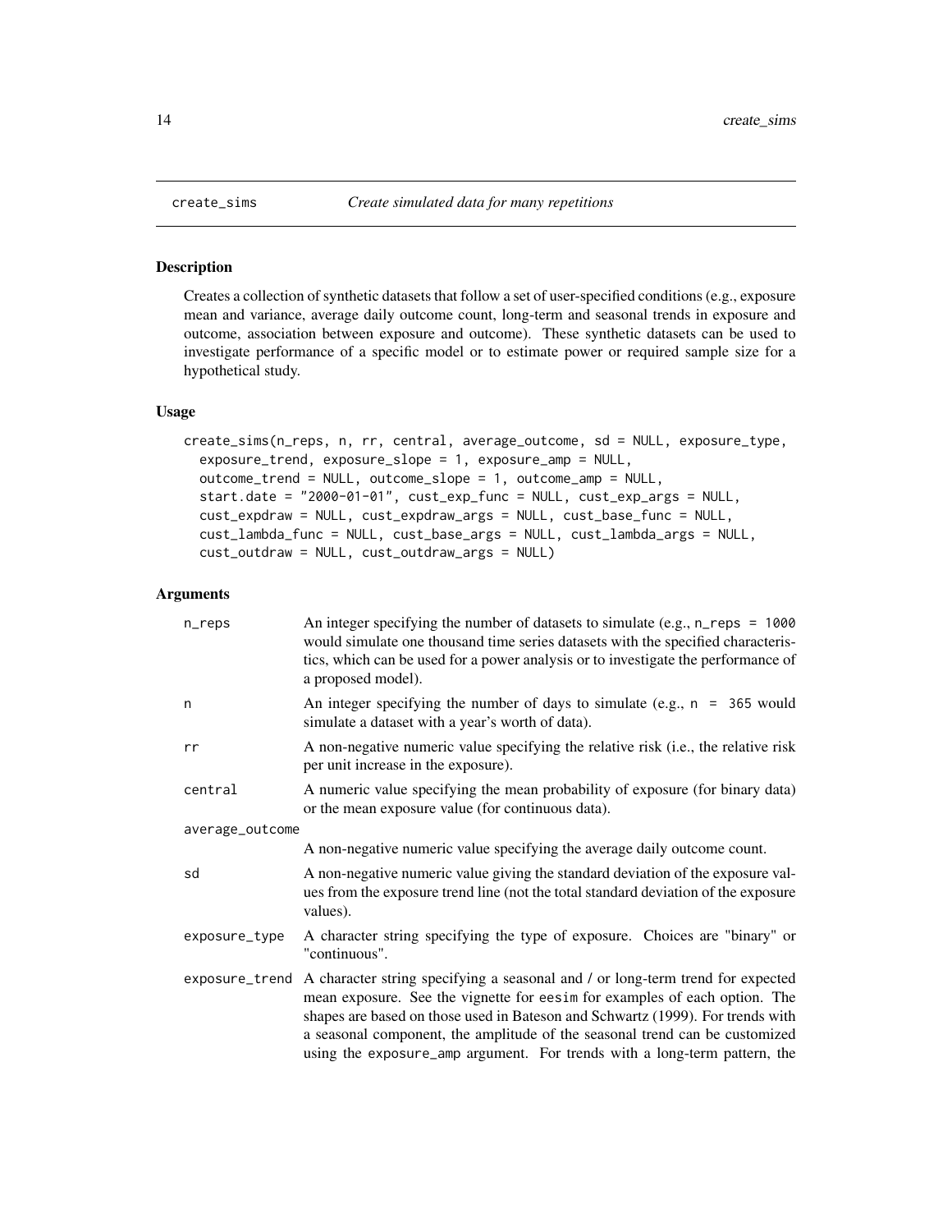# create_sims — *Create simulated data for many repetitions*

## Description

Creates a collection of synthetic datasets that follow a set of user-specified conditions (e.g., exposure mean and variance, average daily outcome count, long-term and seasonal trends in exposure and outcome, association between exposure and outcome). These synthetic datasets can be used to investigate performance of a specific model or to estimate power or required sample size for a hypothetical study.

## Usage

```
create_sims(n_reps, n, rr, central, average_outcome, sd = NULL, exposure_type,
  exposure_trend, exposure_slope = 1, exposure_amp = NULL,
  outcome_trend = NULL, outcome_slope = 1, outcome_amp = NULL,
  start.date = "2000-01-01", cust_exp_func = NULL, cust_exp_args = NULL,
  cust_expdraw = NULL, cust_expdraw_args = NULL, cust_base_func = NULL,
  cust_lambda_func = NULL, cust_base_args = NULL, cust_lambda_args = NULL,
  cust_outdraw = NULL, cust_outdraw_args = NULL)
```

## Arguments

| | |
|---|---|
| `n_reps` | An integer specifying the number of datasets to simulate (e.g., `n_reps = 1000` would simulate one thousand time series datasets with the specified characteristics, which can be used for a power analysis or to investigate the performance of a proposed model). |
| `n` | An integer specifying the number of days to simulate (e.g., `n = 365` would simulate a dataset with a year's worth of data). |
| `rr` | A non-negative numeric value specifying the relative risk (i.e., the relative risk per unit increase in the exposure). |
| `central` | A numeric value specifying the mean probability of exposure (for binary data) or the mean exposure value (for continuous data). |
| `average_outcome` | A non-negative numeric value specifying the average daily outcome count. |
| `sd` | A non-negative numeric value giving the standard deviation of the exposure values from the exposure trend line (not the total standard deviation of the exposure values). |
| `exposure_type` | A character string specifying the type of exposure. Choices are "binary" or "continuous". |
| `exposure_trend` | A character string specifying a seasonal and / or long-term trend for expected mean exposure. See the vignette for `eesim` for examples of each option. The shapes are based on those used in Bateson and Schwartz (1999). For trends with a seasonal component, the amplitude of the seasonal trend can be customized using the `exposure_amp` argument. For trends with a long-term pattern, the |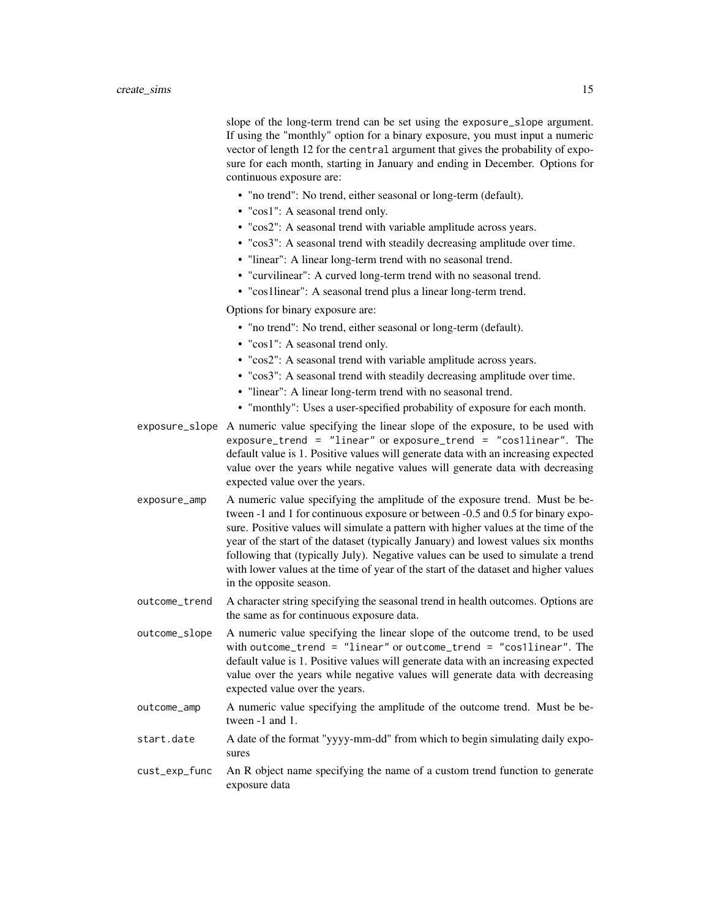slope of the long-term trend can be set using the `exposure_slope` argument. If using the "monthly" option for a binary exposure, you must input a numeric vector of length 12 for the `central` argument that gives the probability of exposure for each month, starting in January and ending in December. Options for continuous exposure are:

- "no trend": No trend, either seasonal or long-term (default).
- "cos1": A seasonal trend only.
- "cos2": A seasonal trend with variable amplitude across years.
- "cos3": A seasonal trend with steadily decreasing amplitude over time.
- "linear": A linear long-term trend with no seasonal trend.
- "curvilinear": A curved long-term trend with no seasonal trend.
- "cos1linear": A seasonal trend plus a linear long-term trend.

Options for binary exposure are:

- "no trend": No trend, either seasonal or long-term (default).
- "cos1": A seasonal trend only.
- "cos2": A seasonal trend with variable amplitude across years.
- "cos3": A seasonal trend with steadily decreasing amplitude over time.
- "linear": A linear long-term trend with no seasonal trend.
- "monthly": Uses a user-specified probability of exposure for each month.

`exposure_slope` A numeric value specifying the linear slope of the exposure, to be used with `exposure_trend = "linear"` or `exposure_trend = "cos1linear"`. The default value is 1. Positive values will generate data with an increasing expected value over the years while negative values will generate data with decreasing expected value over the years.

`exposure_amp` A numeric value specifying the amplitude of the exposure trend. Must be between -1 and 1 for continuous exposure or between -0.5 and 0.5 for binary exposure. Positive values will simulate a pattern with higher values at the time of the year of the start of the dataset (typically January) and lowest values six months following that (typically July). Negative values can be used to simulate a trend with lower values at the time of year of the start of the dataset and higher values in the opposite season.

`outcome_trend` A character string specifying the seasonal trend in health outcomes. Options are the same as for continuous exposure data.

`outcome_slope` A numeric value specifying the linear slope of the outcome trend, to be used with `outcome_trend = "linear"` or `outcome_trend = "cos1linear"`. The default value is 1. Positive values will generate data with an increasing expected value over the years while negative values will generate data with decreasing expected value over the years.

`outcome_amp` A numeric value specifying the amplitude of the outcome trend. Must be between -1 and 1.

`start.date` A date of the format "yyyy-mm-dd" from which to begin simulating daily exposures

`cust_exp_func` An R object name specifying the name of a custom trend function to generate exposure data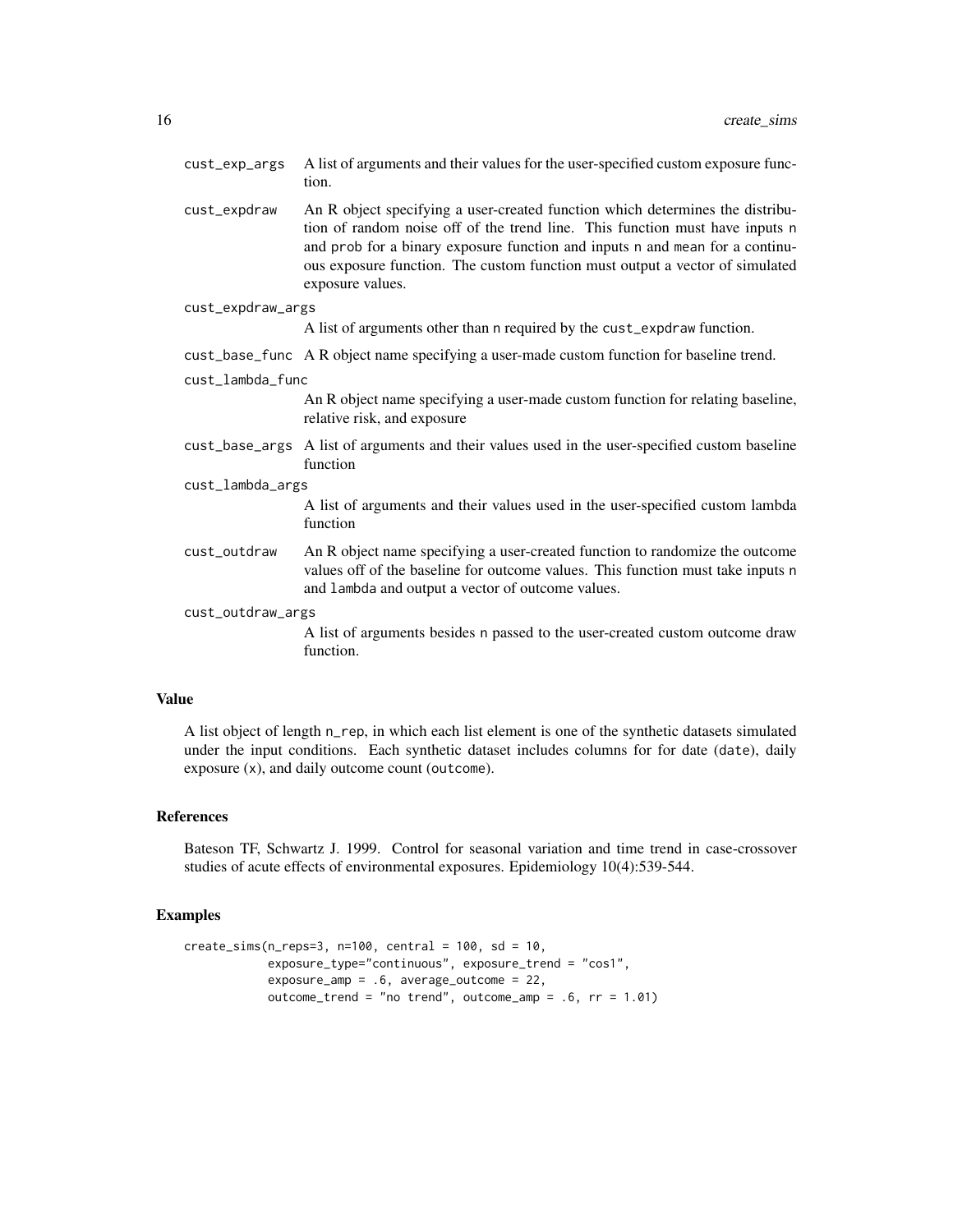`cust_exp_args` A list of arguments and their values for the user-specified custom exposure function.

`cust_expdraw` An R object specifying a user-created function which determines the distribution of random noise off of the trend line. This function must have inputs `n` and `prob` for a binary exposure function and inputs `n` and `mean` for a continuous exposure function. The custom function must output a vector of simulated exposure values.

`cust_expdraw_args`
A list of arguments other than `n` required by the `cust_expdraw` function.

`cust_base_func` A R object name specifying a user-made custom function for baseline trend.

`cust_lambda_func`
An R object name specifying a user-made custom function for relating baseline, relative risk, and exposure

`cust_base_args` A list of arguments and their values used in the user-specified custom baseline function

`cust_lambda_args`
A list of arguments and their values used in the user-specified custom lambda function

`cust_outdraw` An R object name specifying a user-created function to randomize the outcome values off of the baseline for outcome values. This function must take inputs `n` and `lambda` and output a vector of outcome values.

`cust_outdraw_args`
A list of arguments besides `n` passed to the user-created custom outcome draw function.

## Value

A list object of length `n_rep`, in which each list element is one of the synthetic datasets simulated under the input conditions. Each synthetic dataset includes columns for for date (`date`), daily exposure (`x`), and daily outcome count (`outcome`).

## References

Bateson TF, Schwartz J. 1999. Control for seasonal variation and time trend in case-crossover studies of acute effects of environmental exposures. Epidemiology 10(4):539-544.

## Examples

```
create_sims(n_reps=3, n=100, central = 100, sd = 10,
            exposure_type="continuous", exposure_trend = "cos1",
            exposure_amp = .6, average_outcome = 22,
            outcome_trend = "no trend", outcome_amp = .6, rr = 1.01)
```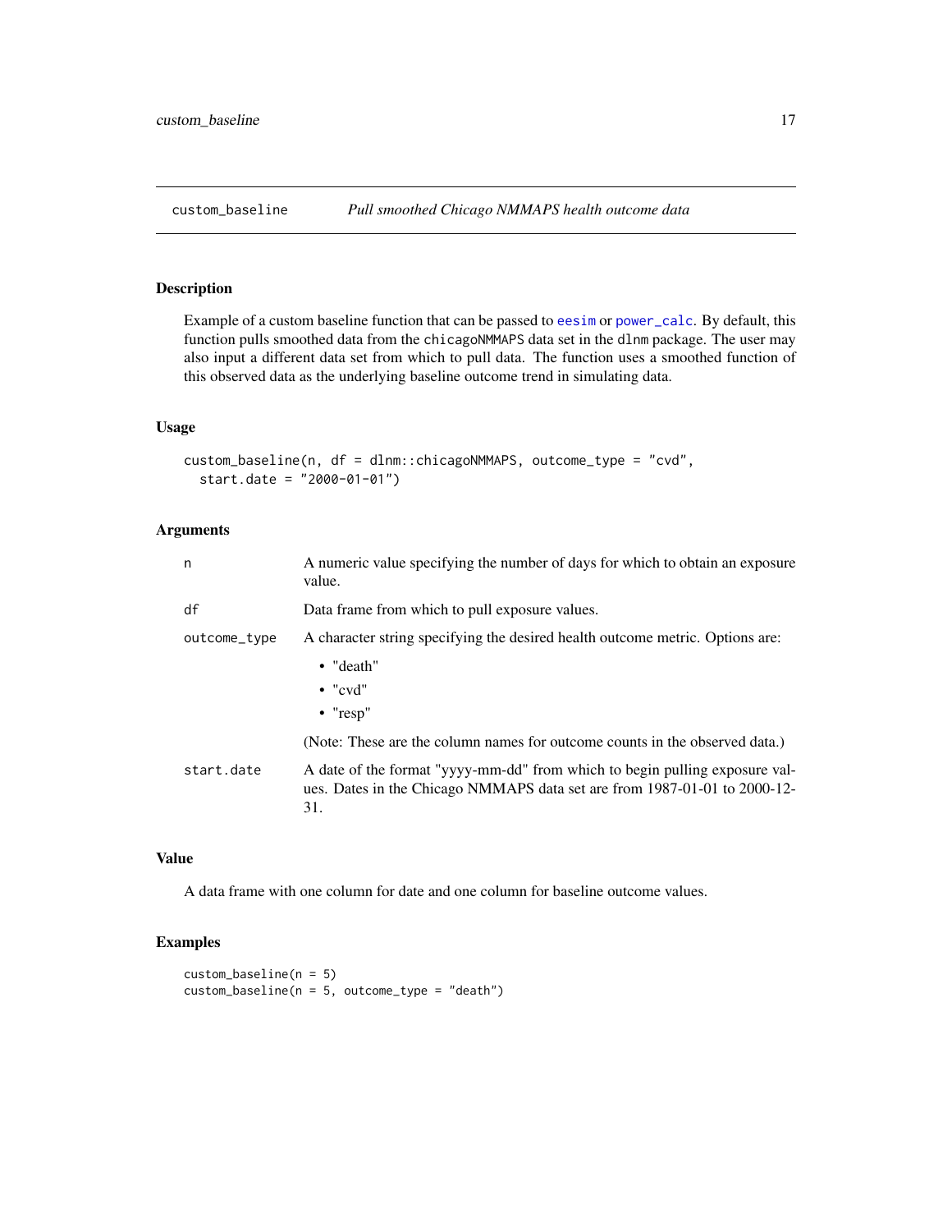## custom_baseline *Pull smoothed Chicago NMMAPS health outcome data*

### Description

Example of a custom baseline function that can be passed to `eesim` or `power_calc`. By default, this function pulls smoothed data from the `chicagoNMMAPS` data set in the `dlnm` package. The user may also input a different data set from which to pull data. The function uses a smoothed function of this observed data as the underlying baseline outcome trend in simulating data.

### Usage

```
custom_baseline(n, df = dlnm::chicagoNMMAPS, outcome_type = "cvd",
  start.date = "2000-01-01")
```

### Arguments

| | |
|---|---|
| `n` | A numeric value specifying the number of days for which to obtain an exposure value. |
| `df` | Data frame from which to pull exposure values. |
| `outcome_type` | A character string specifying the desired health outcome metric. Options are: <br>• "death" <br>• "cvd" <br>• "resp" <br>(Note: These are the column names for outcome counts in the observed data.) |
| `start.date` | A date of the format "yyyy-mm-dd" from which to begin pulling exposure values. Dates in the Chicago NMMAPS data set are from 1987-01-01 to 2000-12-31. |

### Value

A data frame with one column for date and one column for baseline outcome values.

### Examples

```
custom_baseline(n = 5)
custom_baseline(n = 5, outcome_type = "death")
```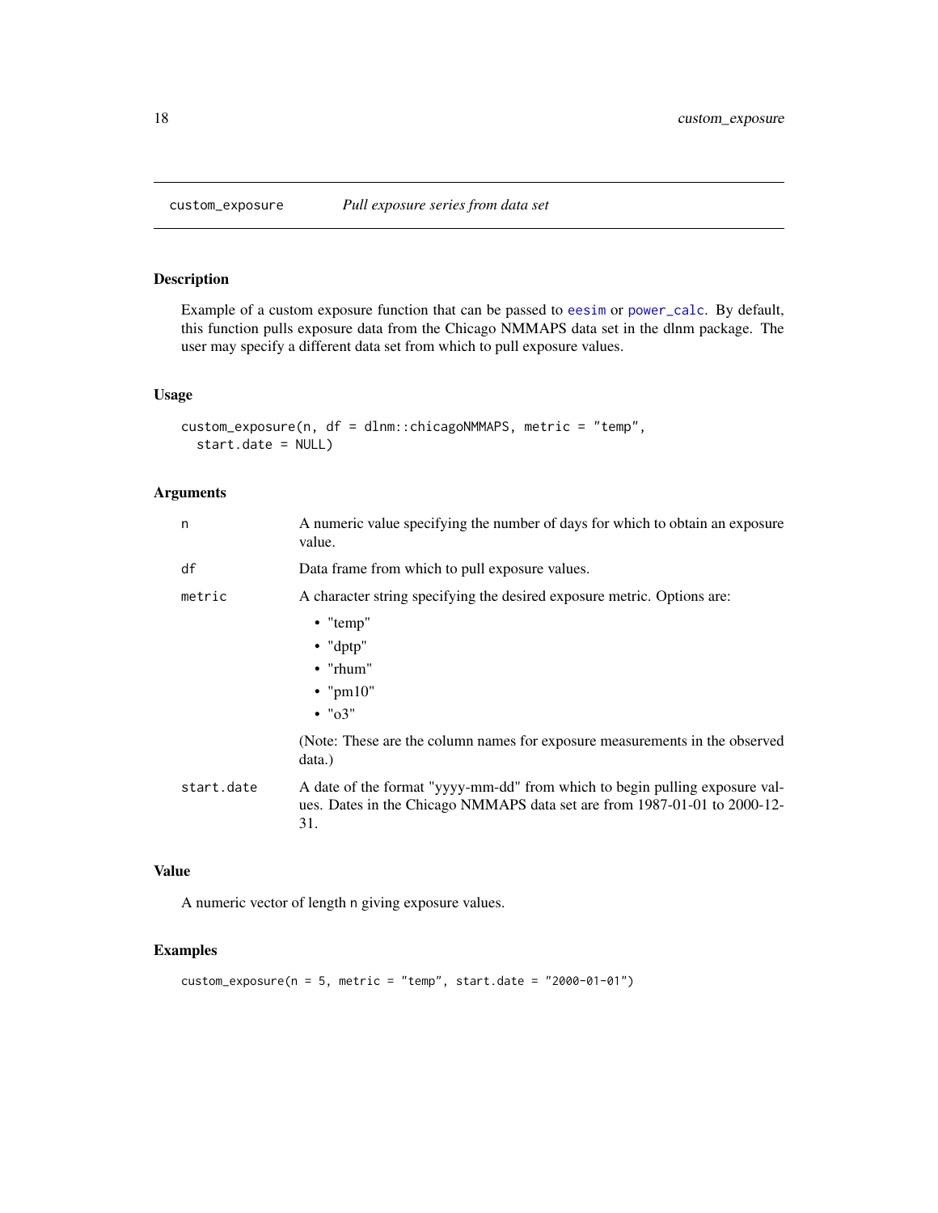# custom_exposure *Pull exposure series from data set*

## Description

Example of a custom exposure function that can be passed to `eesim` or `power_calc`. By default, this function pulls exposure data from the Chicago NMMAPS data set in the dlnm package. The user may specify a different data set from which to pull exposure values.

## Usage

```
custom_exposure(n, df = dlnm::chicagoNMMAPS, metric = "temp",
  start.date = NULL)
```

## Arguments

| | |
|---|---|
| `n` | A numeric value specifying the number of days for which to obtain an exposure value. |
| `df` | Data frame from which to pull exposure values. |
| `metric` | A character string specifying the desired exposure metric. Options are: <br>• "temp"<br>• "dptp"<br>• "rhum"<br>• "pm10"<br>• "o3"<br><br>(Note: These are the column names for exposure measurements in the observed data.) |
| `start.date` | A date of the format "yyyy-mm-dd" from which to begin pulling exposure values. Dates in the Chicago NMMAPS data set are from 1987-01-01 to 2000-12-31. |

## Value

A numeric vector of length `n` giving exposure values.

## Examples

```
custom_exposure(n = 5, metric = "temp", start.date = "2000-01-01")
```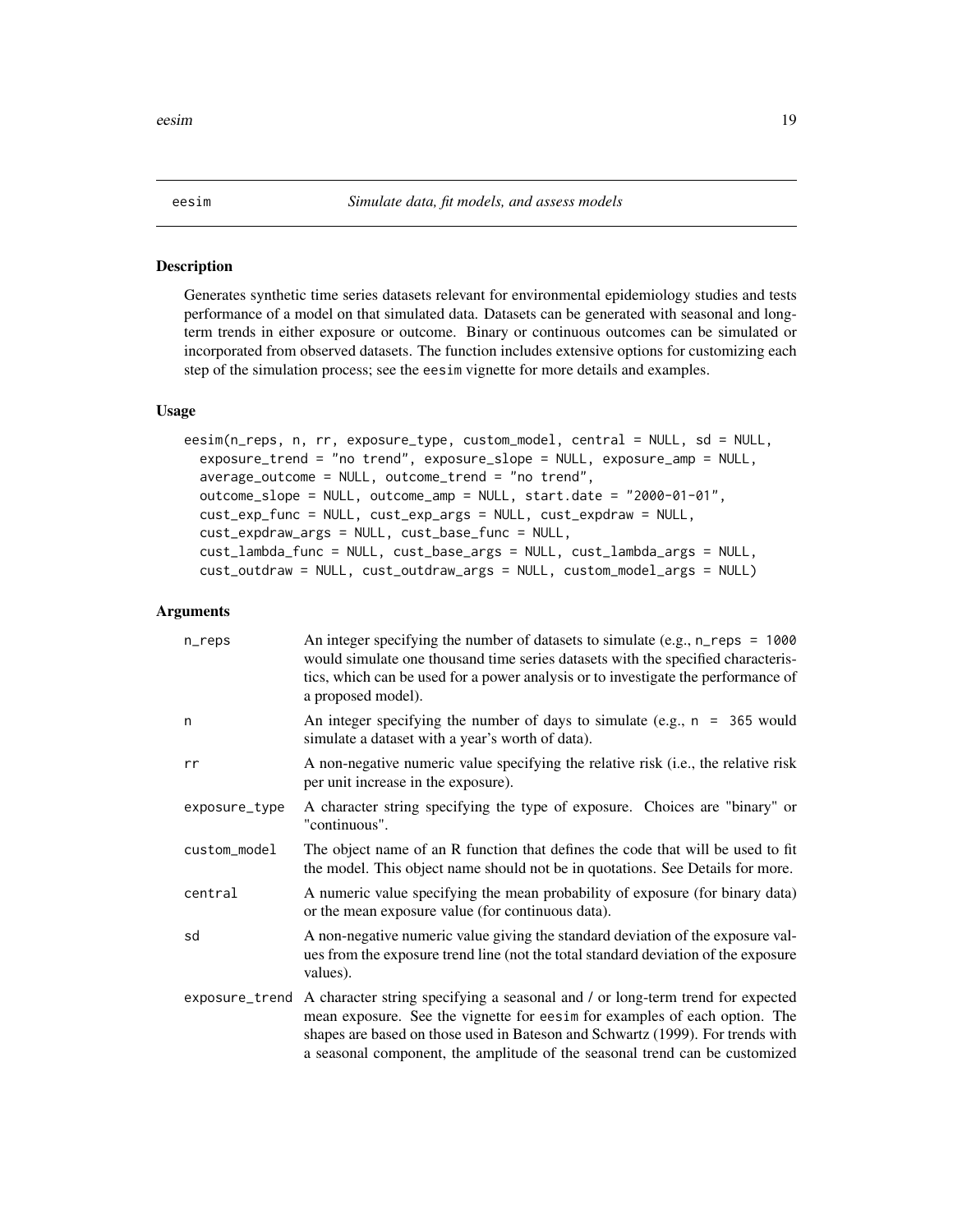## eesim — *Simulate data, fit models, and assess models*

### Description

Generates synthetic time series datasets relevant for environmental epidemiology studies and tests performance of a model on that simulated data. Datasets can be generated with seasonal and long-term trends in either exposure or outcome. Binary or continuous outcomes can be simulated or incorporated from observed datasets. The function includes extensive options for customizing each step of the simulation process; see the `eesim` vignette for more details and examples.

### Usage

```
eesim(n_reps, n, rr, exposure_type, custom_model, central = NULL, sd = NULL,
  exposure_trend = "no trend", exposure_slope = NULL, exposure_amp = NULL,
  average_outcome = NULL, outcome_trend = "no trend",
  outcome_slope = NULL, outcome_amp = NULL, start.date = "2000-01-01",
  cust_exp_func = NULL, cust_exp_args = NULL, cust_expdraw = NULL,
  cust_expdraw_args = NULL, cust_base_func = NULL,
  cust_lambda_func = NULL, cust_base_args = NULL, cust_lambda_args = NULL,
  cust_outdraw = NULL, cust_outdraw_args = NULL, custom_model_args = NULL)
```

### Arguments

| Argument | Description |
|---|---|
| `n_reps` | An integer specifying the number of datasets to simulate (e.g., `n_reps = 1000` would simulate one thousand time series datasets with the specified characteristics, which can be used for a power analysis or to investigate the performance of a proposed model). |
| `n` | An integer specifying the number of days to simulate (e.g., `n = 365` would simulate a dataset with a year's worth of data). |
| `rr` | A non-negative numeric value specifying the relative risk (i.e., the relative risk per unit increase in the exposure). |
| `exposure_type` | A character string specifying the type of exposure. Choices are "binary" or "continuous". |
| `custom_model` | The object name of an R function that defines the code that will be used to fit the model. This object name should not be in quotations. See Details for more. |
| `central` | A numeric value specifying the mean probability of exposure (for binary data) or the mean exposure value (for continuous data). |
| `sd` | A non-negative numeric value giving the standard deviation of the exposure values from the exposure trend line (not the total standard deviation of the exposure values). |
| `exposure_trend` | A character string specifying a seasonal and / or long-term trend for expected mean exposure. See the vignette for `eesim` for examples of each option. The shapes are based on those used in Bateson and Schwartz (1999). For trends with a seasonal component, the amplitude of the seasonal trend can be customized |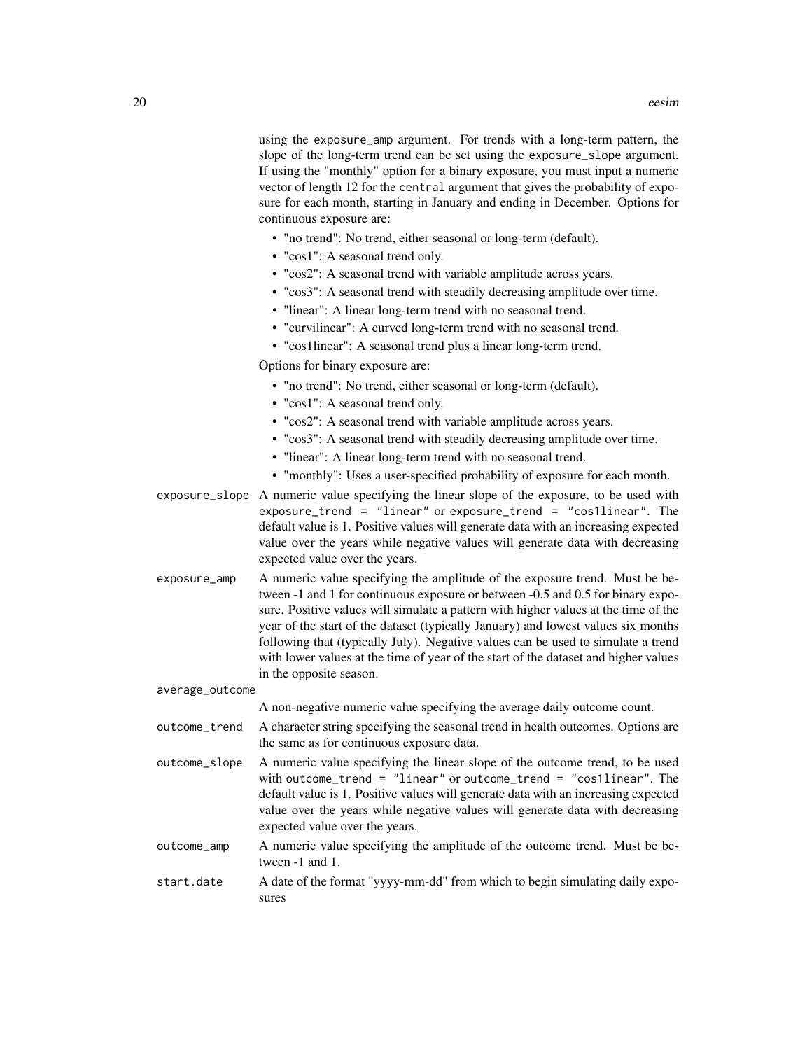using the `exposure_amp` argument. For trends with a long-term pattern, the slope of the long-term trend can be set using the `exposure_slope` argument. If using the "monthly" option for a binary exposure, you must input a numeric vector of length 12 for the `central` argument that gives the probability of exposure for each month, starting in January and ending in December. Options for continuous exposure are:

- "no trend": No trend, either seasonal or long-term (default).
- "cos1": A seasonal trend only.
- "cos2": A seasonal trend with variable amplitude across years.
- "cos3": A seasonal trend with steadily decreasing amplitude over time.
- "linear": A linear long-term trend with no seasonal trend.
- "curvilinear": A curved long-term trend with no seasonal trend.
- "cos1linear": A seasonal trend plus a linear long-term trend.

Options for binary exposure are:

- "no trend": No trend, either seasonal or long-term (default).
- "cos1": A seasonal trend only.
- "cos2": A seasonal trend with variable amplitude across years.
- "cos3": A seasonal trend with steadily decreasing amplitude over time.
- "linear": A linear long-term trend with no seasonal trend.
- "monthly": Uses a user-specified probability of exposure for each month.

`exposure_slope`
: A numeric value specifying the linear slope of the exposure, to be used with `exposure_trend = "linear"` or `exposure_trend = "cos1linear"`. The default value is 1. Positive values will generate data with an increasing expected value over the years while negative values will generate data with decreasing expected value over the years.

`exposure_amp`
: A numeric value specifying the amplitude of the exposure trend. Must be between -1 and 1 for continuous exposure or between -0.5 and 0.5 for binary exposure. Positive values will simulate a pattern with higher values at the time of the year of the start of the dataset (typically January) and lowest values six months following that (typically July). Negative values can be used to simulate a trend with lower values at the time of year of the start of the dataset and higher values in the opposite season.

`average_outcome`
: A non-negative numeric value specifying the average daily outcome count.

`outcome_trend`
: A character string specifying the seasonal trend in health outcomes. Options are the same as for continuous exposure data.

`outcome_slope`
: A numeric value specifying the linear slope of the outcome trend, to be used with `outcome_trend = "linear"` or `outcome_trend = "cos1linear"`. The default value is 1. Positive values will generate data with an increasing expected value over the years while negative values will generate data with decreasing expected value over the years.

`outcome_amp`
: A numeric value specifying the amplitude of the outcome trend. Must be between -1 and 1.

`start.date`
: A date of the format "yyyy-mm-dd" from which to begin simulating daily exposures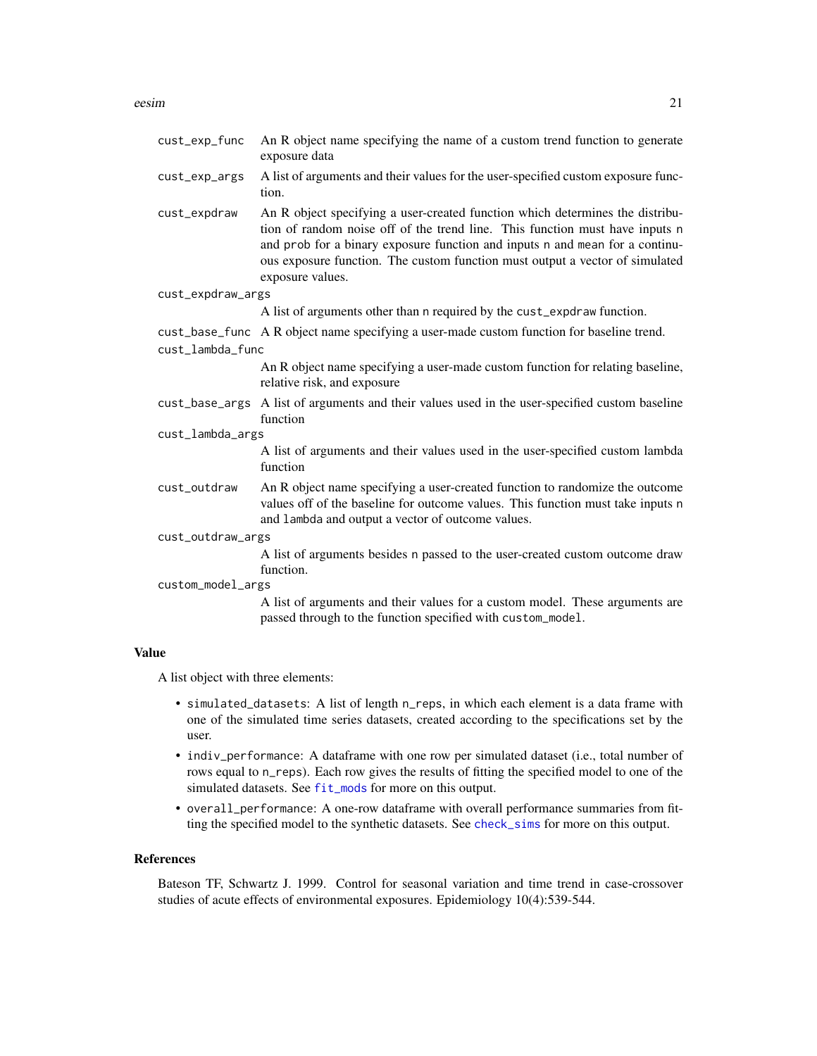| | |
|---|---|
| `cust_exp_func` | An R object name specifying the name of a custom trend function to generate exposure data |
| `cust_exp_args` | A list of arguments and their values for the user-specified custom exposure function. |
| `cust_expdraw` | An R object specifying a user-created function which determines the distribution of random noise off of the trend line. This function must have inputs `n` and `prob` for a binary exposure function and inputs `n` and `mean` for a continuous exposure function. The custom function must output a vector of simulated exposure values. |
| `cust_expdraw_args` | A list of arguments other than `n` required by the `cust_expdraw` function. |
| `cust_base_func` | A R object name specifying a user-made custom function for baseline trend. |
| `cust_lambda_func` | An R object name specifying a user-made custom function for relating baseline, relative risk, and exposure |
| `cust_base_args` | A list of arguments and their values used in the user-specified custom baseline function |
| `cust_lambda_args` | A list of arguments and their values used in the user-specified custom lambda function |
| `cust_outdraw` | An R object name specifying a user-created function to randomize the outcome values off of the baseline for outcome values. This function must take inputs `n` and `lambda` and output a vector of outcome values. |
| `cust_outdraw_args` | A list of arguments besides `n` passed to the user-created custom outcome draw function. |
| `custom_model_args` | A list of arguments and their values for a custom model. These arguments are passed through to the function specified with `custom_model`. |

### Value

A list object with three elements:

- `simulated_datasets`: A list of length `n_reps`, in which each element is a data frame with one of the simulated time series datasets, created according to the specifications set by the user.
- `indiv_performance`: A dataframe with one row per simulated dataset (i.e., total number of rows equal to `n_reps`). Each row gives the results of fitting the specified model to one of the simulated datasets. See `fit_mods` for more on this output.
- `overall_performance`: A one-row dataframe with overall performance summaries from fitting the specified model to the synthetic datasets. See `check_sims` for more on this output.

### References

Bateson TF, Schwartz J. 1999. Control for seasonal variation and time trend in case-crossover studies of acute effects of environmental exposures. Epidemiology 10(4):539-544.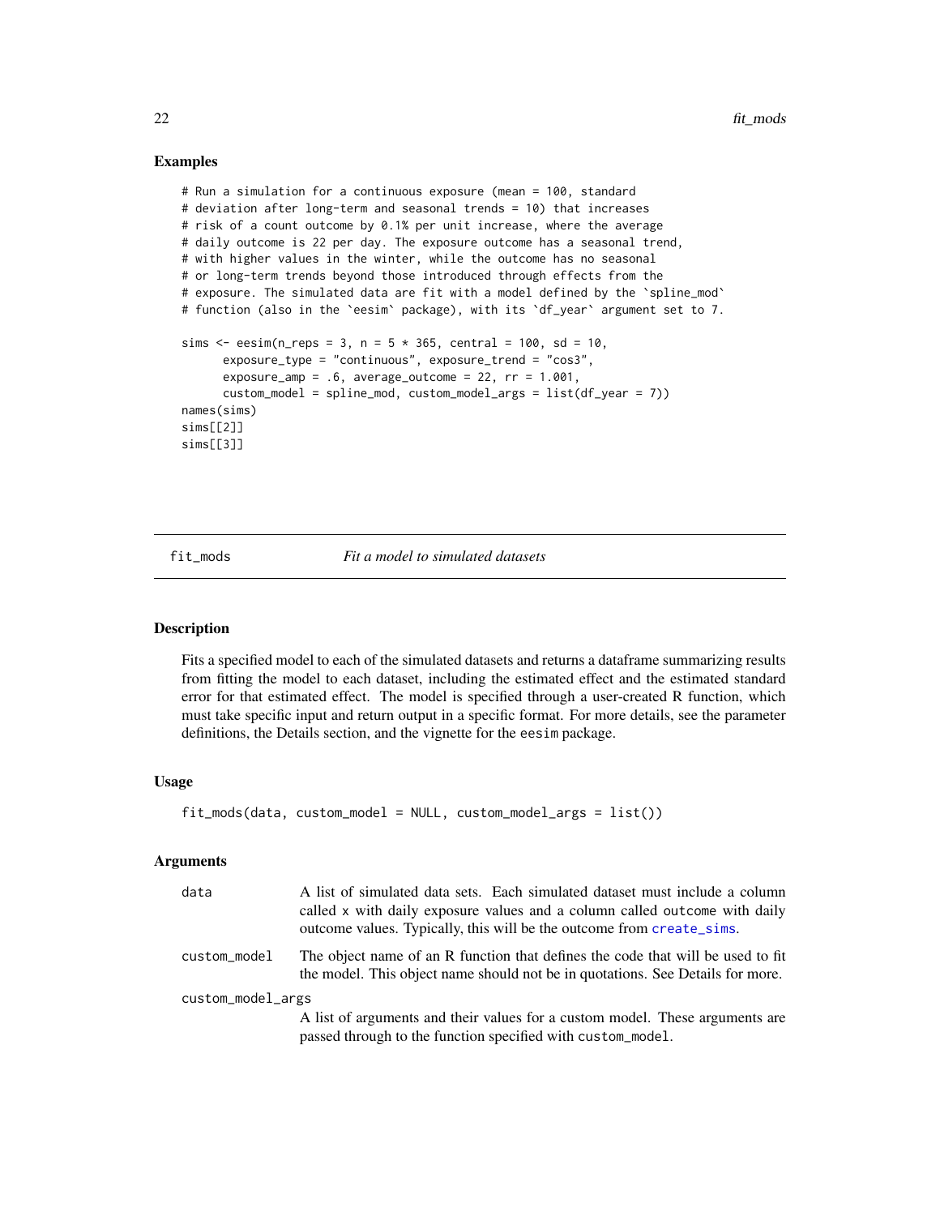### Examples

```
# Run a simulation for a continuous exposure (mean = 100, standard
# deviation after long-term and seasonal trends = 10) that increases
# risk of a count outcome by 0.1% per unit increase, where the average
# daily outcome is 22 per day. The exposure outcome has a seasonal trend,
# with higher values in the winter, while the outcome has no seasonal
# or long-term trends beyond those introduced through effects from the
# exposure. The simulated data are fit with a model defined by the `spline_mod`
# function (also in the `eesim` package), with its `df_year` argument set to 7.

sims <- eesim(n_reps = 3, n = 5 * 365, central = 100, sd = 10,
      exposure_type = "continuous", exposure_trend = "cos3",
      exposure_amp = .6, average_outcome = 22, rr = 1.001,
      custom_model = spline_mod, custom_model_args = list(df_year = 7))
names(sims)
sims[[2]]
sims[[3]]
```

## fit_mods — *Fit a model to simulated datasets*

### Description

Fits a specified model to each of the simulated datasets and returns a dataframe summarizing results from fitting the model to each dataset, including the estimated effect and the estimated standard error for that estimated effect. The model is specified through a user-created R function, which must take specific input and return output in a specific format. For more details, see the parameter definitions, the Details section, and the vignette for the `eesim` package.

### Usage

```
fit_mods(data, custom_model = NULL, custom_model_args = list())
```

### Arguments

| Argument | Description |
|---|---|
| `data` | A list of simulated data sets. Each simulated dataset must include a column called `x` with daily exposure values and a column called `outcome` with daily outcome values. Typically, this will be the outcome from `create_sims`. |
| `custom_model` | The object name of an R function that defines the code that will be used to fit the model. This object name should not be in quotations. See Details for more. |
| `custom_model_args` | A list of arguments and their values for a custom model. These arguments are passed through to the function specified with `custom_model`. |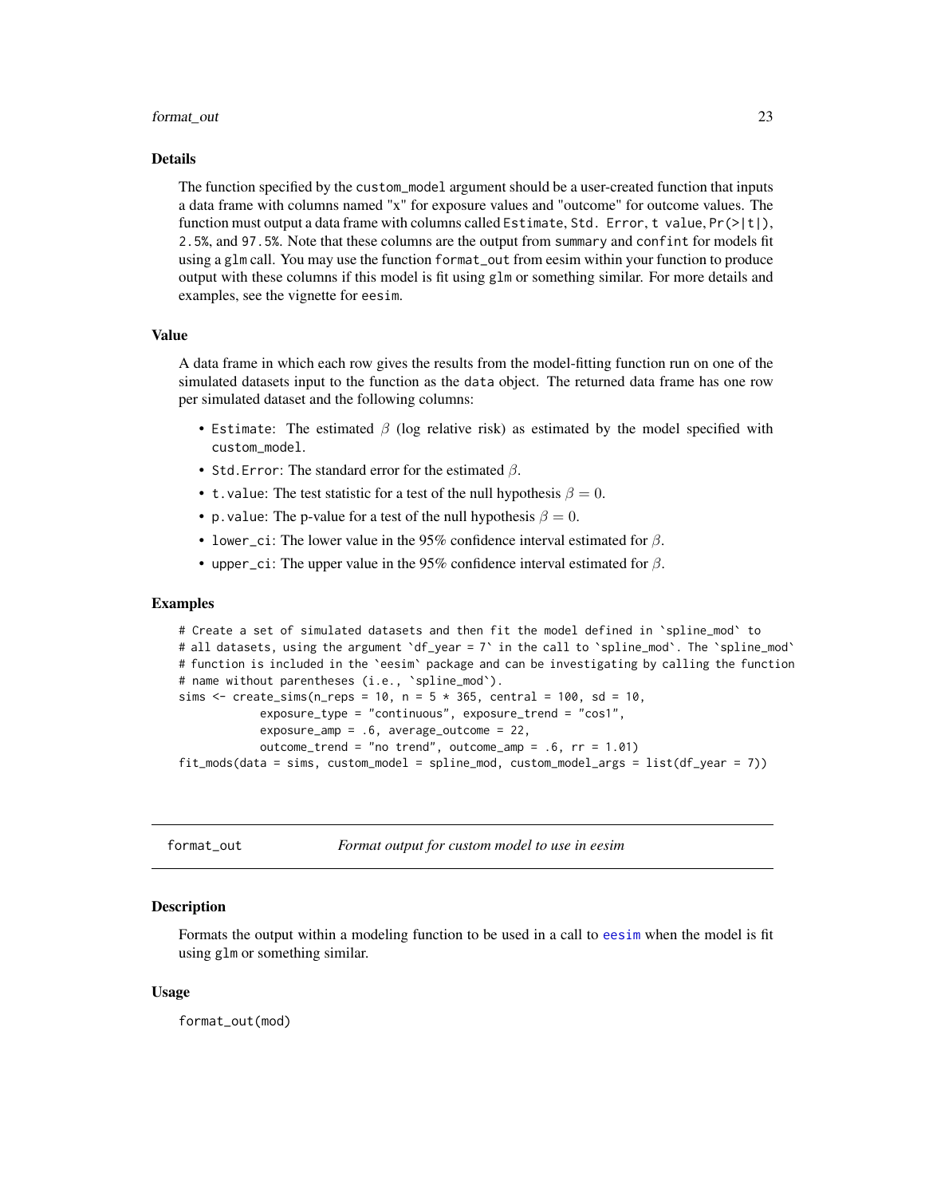### Details

The function specified by the `custom_model` argument should be a user-created function that inputs a data frame with columns named "x" for exposure values and "outcome" for outcome values. The function must output a data frame with columns called `Estimate`, `Std. Error`, `t value`, `Pr(>|t|)`, `2.5%`, and `97.5%`. Note that these columns are the output from `summary` and `confint` for models fit using a `glm` call. You may use the function `format_out` from eesim within your function to produce output with these columns if this model is fit using `glm` or something similar. For more details and examples, see the vignette for `eesim`.

### Value

A data frame in which each row gives the results from the model-fitting function run on one of the simulated datasets input to the function as the `data` object. The returned data frame has one row per simulated dataset and the following columns:

- `Estimate`: The estimated $\beta$ (log relative risk) as estimated by the model specified with `custom_model`.
- `Std.Error`: The standard error for the estimated $\beta$.
- `t.value`: The test statistic for a test of the null hypothesis $\beta = 0$.
- `p.value`: The p-value for a test of the null hypothesis $\beta = 0$.
- `lower_ci`: The lower value in the 95% confidence interval estimated for $\beta$.
- `upper_ci`: The upper value in the 95% confidence interval estimated for $\beta$.

### Examples

```
# Create a set of simulated datasets and then fit the model defined in `spline_mod` to
# all datasets, using the argument `df_year = 7` in the call to `spline_mod`. The `spline_mod`
# function is included in the `eesim` package and can be investigating by calling the function
# name without parentheses (i.e., `spline_mod`).
sims <- create_sims(n_reps = 10, n = 5 * 365, central = 100, sd = 10,
            exposure_type = "continuous", exposure_trend = "cos1",
            exposure_amp = .6, average_outcome = 22,
            outcome_trend = "no trend", outcome_amp = .6, rr = 1.01)
fit_mods(data = sims, custom_model = spline_mod, custom_model_args = list(df_year = 7))
```

---

## format_out — *Format output for custom model to use in eesim*

### Description

Formats the output within a modeling function to be used in a call to `eesim` when the model is fit using `glm` or something similar.

### Usage

```
format_out(mod)
```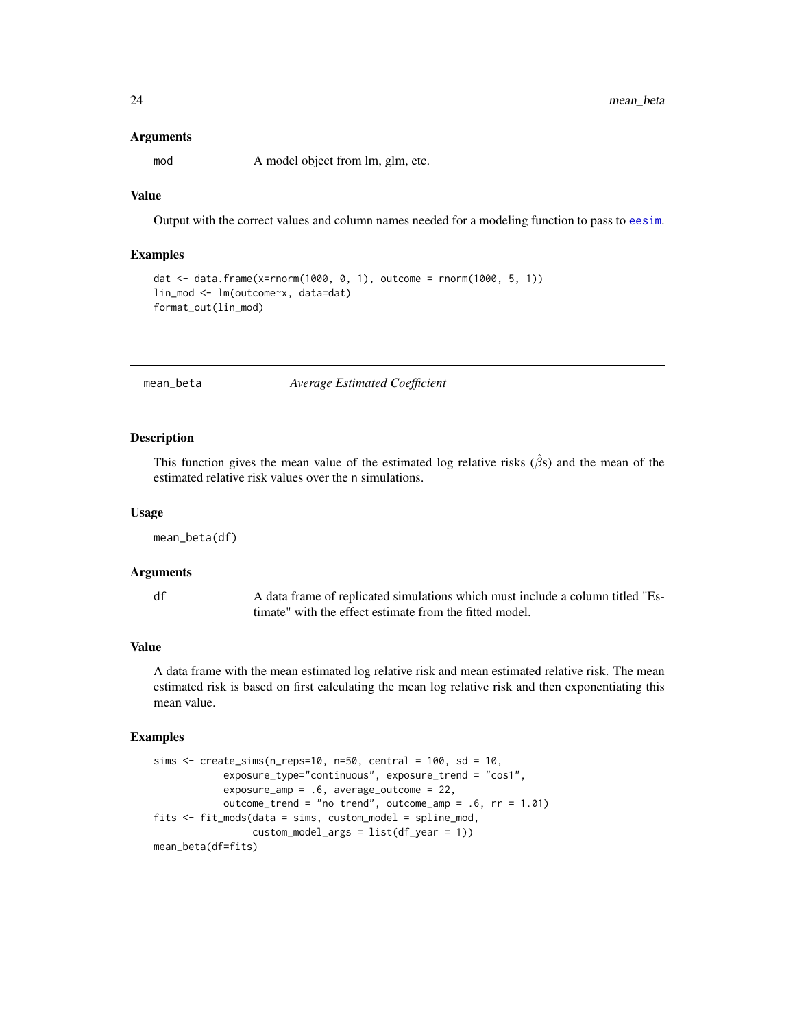### Arguments

`mod` A model object from lm, glm, etc.

### Value

Output with the correct values and column names needed for a modeling function to pass to `eesim`.

### Examples

```
dat <- data.frame(x=rnorm(1000, 0, 1), outcome = rnorm(1000, 5, 1))
lin_mod <- lm(outcome~x, data=dat)
format_out(lin_mod)
```

---

## mean_beta *Average Estimated Coefficient*

---

### Description

This function gives the mean value of the estimated log relative risks ($\hat{\beta}$s) and the mean of the estimated relative risk values over the n simulations.

### Usage

```
mean_beta(df)
```

### Arguments

`df` A data frame of replicated simulations which must include a column titled "Estimate" with the effect estimate from the fitted model.

### Value

A data frame with the mean estimated log relative risk and mean estimated relative risk. The mean estimated risk is based on first calculating the mean log relative risk and then exponentiating this mean value.

### Examples

```
sims <- create_sims(n_reps=10, n=50, central = 100, sd = 10,
            exposure_type="continuous", exposure_trend = "cos1",
            exposure_amp = .6, average_outcome = 22,
            outcome_trend = "no trend", outcome_amp = .6, rr = 1.01)
fits <- fit_mods(data = sims, custom_model = spline_mod,
                 custom_model_args = list(df_year = 1))
mean_beta(df=fits)
```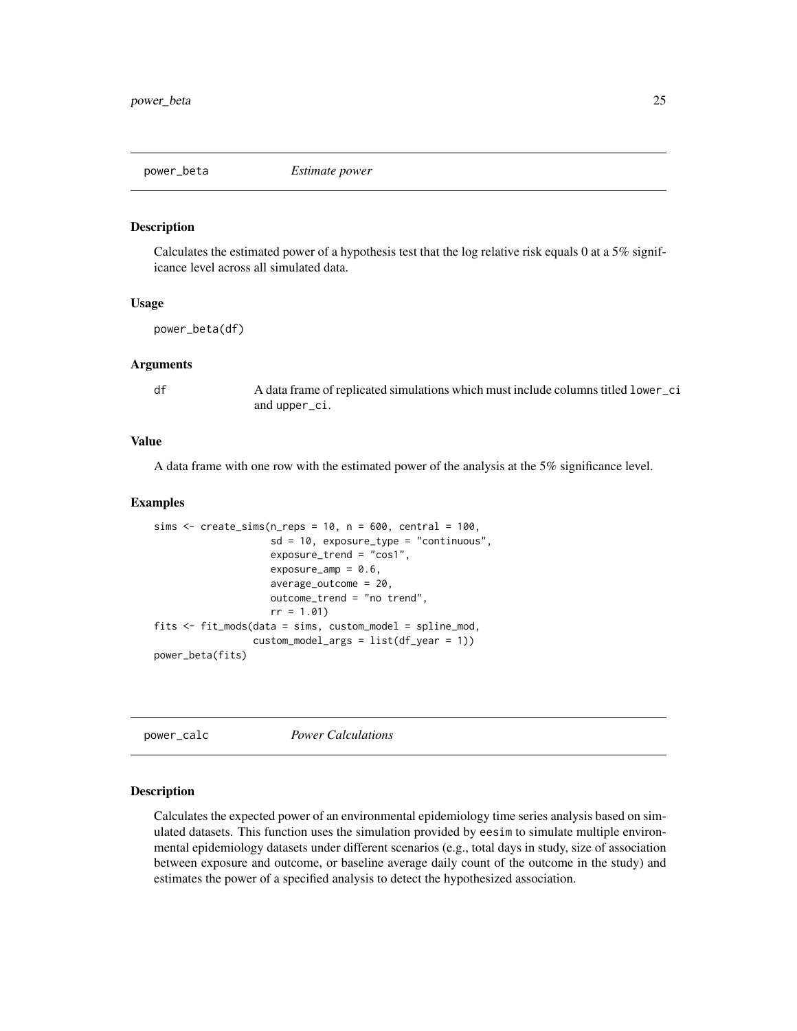## power_beta *Estimate power*

### Description

Calculates the estimated power of a hypothesis test that the log relative risk equals 0 at a 5% significance level across all simulated data.

### Usage

```
power_beta(df)
```

### Arguments

| | |
|---|---|
| df | A data frame of replicated simulations which must include columns titled `lower_ci` and `upper_ci`. |

### Value

A data frame with one row with the estimated power of the analysis at the 5% significance level.

### Examples

```
sims <- create_sims(n_reps = 10, n = 600, central = 100,
                    sd = 10, exposure_type = "continuous",
                    exposure_trend = "cos1",
                    exposure_amp = 0.6,
                    average_outcome = 20,
                    outcome_trend = "no trend",
                    rr = 1.01)
fits <- fit_mods(data = sims, custom_model = spline_mod,
                 custom_model_args = list(df_year = 1))
power_beta(fits)
```

## power_calc *Power Calculations*

### Description

Calculates the expected power of an environmental epidemiology time series analysis based on simulated datasets. This function uses the simulation provided by `eesim` to simulate multiple environmental epidemiology datasets under different scenarios (e.g., total days in study, size of association between exposure and outcome, or baseline average daily count of the outcome in the study) and estimates the power of a specified analysis to detect the hypothesized association.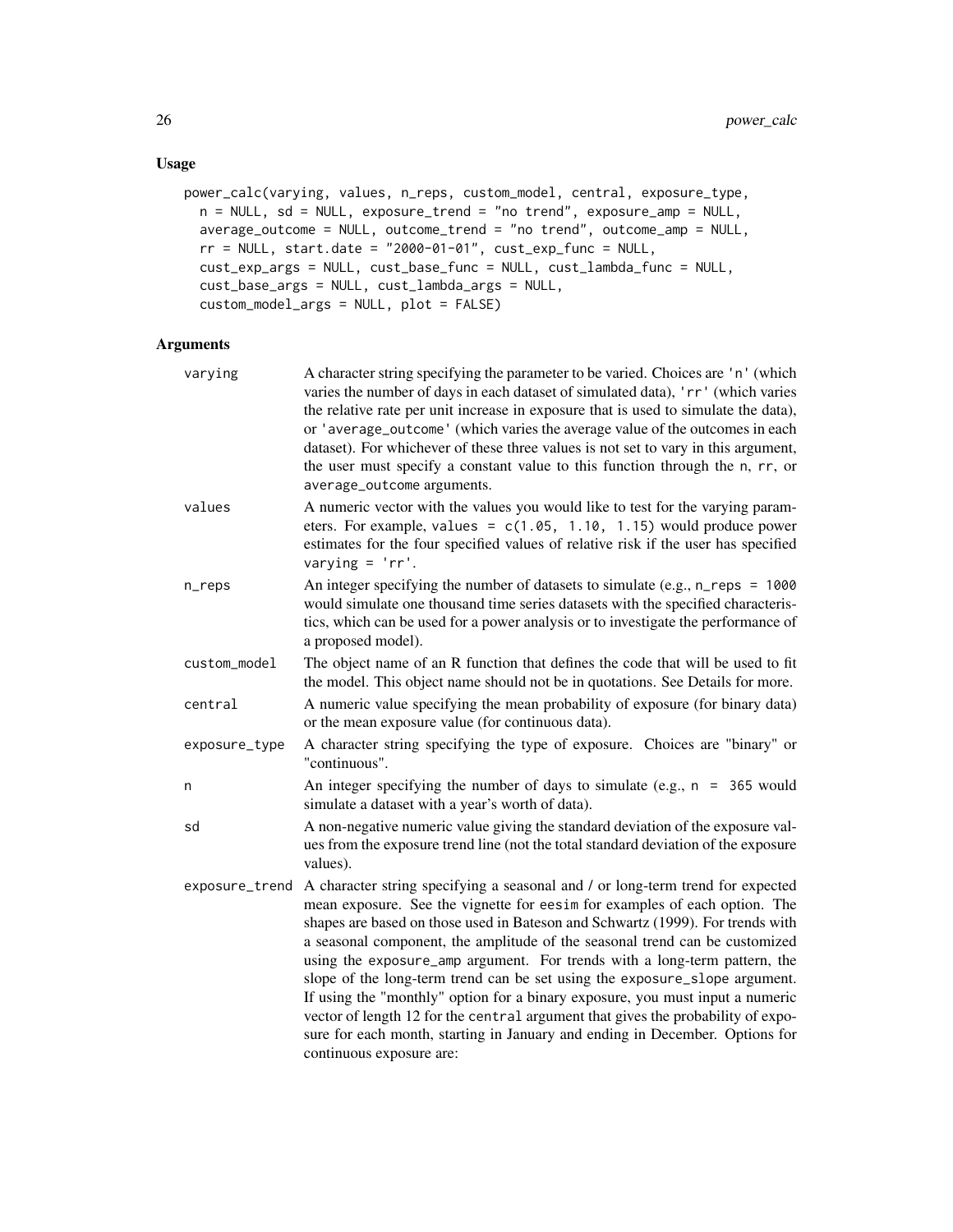### Usage

```
power_calc(varying, values, n_reps, custom_model, central, exposure_type,
  n = NULL, sd = NULL, exposure_trend = "no trend", exposure_amp = NULL,
  average_outcome = NULL, outcome_trend = "no trend", outcome_amp = NULL,
  rr = NULL, start.date = "2000-01-01", cust_exp_func = NULL,
  cust_exp_args = NULL, cust_base_func = NULL, cust_lambda_func = NULL,
  cust_base_args = NULL, cust_lambda_args = NULL,
  custom_model_args = NULL, plot = FALSE)
```

### Arguments

| Argument | Description |
|---|---|
| `varying` | A character string specifying the parameter to be varied. Choices are `'n'` (which varies the number of days in each dataset of simulated data), `'rr'` (which varies the relative rate per unit increase in exposure that is used to simulate the data), or `'average_outcome'` (which varies the average value of the outcomes in each dataset). For whichever of these three values is not set to vary in this argument, the user must specify a constant value to this function through the `n`, `rr`, or `average_outcome` arguments. |
| `values` | A numeric vector with the values you would like to test for the varying parameters. For example, `values = c(1.05, 1.10, 1.15)` would produce power estimates for the four specified values of relative risk if the user has specified `varying = 'rr'`. |
| `n_reps` | An integer specifying the number of datasets to simulate (e.g., `n_reps = 1000` would simulate one thousand time series datasets with the specified characteristics, which can be used for a power analysis or to investigate the performance of a proposed model). |
| `custom_model` | The object name of an R function that defines the code that will be used to fit the model. This object name should not be in quotations. See Details for more. |
| `central` | A numeric value specifying the mean probability of exposure (for binary data) or the mean exposure value (for continuous data). |
| `exposure_type` | A character string specifying the type of exposure. Choices are "binary" or "continuous". |
| `n` | An integer specifying the number of days to simulate (e.g., `n = 365` would simulate a dataset with a year's worth of data). |
| `sd` | A non-negative numeric value giving the standard deviation of the exposure values from the exposure trend line (not the total standard deviation of the exposure values). |
| `exposure_trend` | A character string specifying a seasonal and / or long-term trend for expected mean exposure. See the vignette for `eesim` for examples of each option. The shapes are based on those used in Bateson and Schwartz (1999). For trends with a seasonal component, the amplitude of the seasonal trend can be customized using the `exposure_amp` argument. For trends with a long-term pattern, the slope of the long-term trend can be set using the `exposure_slope` argument. If using the "monthly" option for a binary exposure, you must input a numeric vector of length 12 for the `central` argument that gives the probability of exposure for each month, starting in January and ending in December. Options for continuous exposure are: |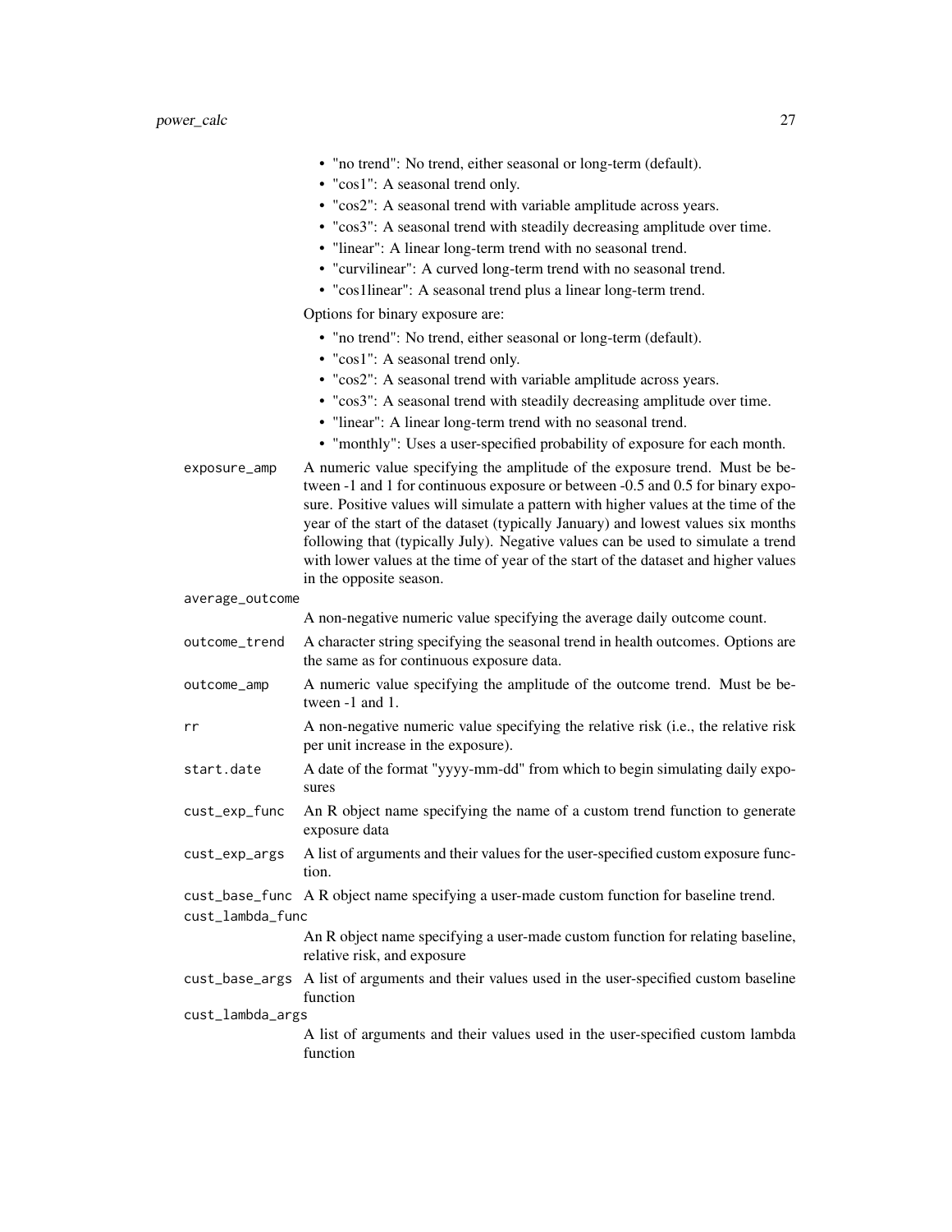- "no trend": No trend, either seasonal or long-term (default).
- "cos1": A seasonal trend only.
- "cos2": A seasonal trend with variable amplitude across years.
- "cos3": A seasonal trend with steadily decreasing amplitude over time.
- "linear": A linear long-term trend with no seasonal trend.
- "curvilinear": A curved long-term trend with no seasonal trend.
- "cos1linear": A seasonal trend plus a linear long-term trend.

Options for binary exposure are:

- "no trend": No trend, either seasonal or long-term (default).
- "cos1": A seasonal trend only.
- "cos2": A seasonal trend with variable amplitude across years.
- "cos3": A seasonal trend with steadily decreasing amplitude over time.
- "linear": A linear long-term trend with no seasonal trend.
- "monthly": Uses a user-specified probability of exposure for each month.

`exposure_amp`
: A numeric value specifying the amplitude of the exposure trend. Must be between -1 and 1 for continuous exposure or between -0.5 and 0.5 for binary exposure. Positive values will simulate a pattern with higher values at the time of the year of the start of the dataset (typically January) and lowest values six months following that (typically July). Negative values can be used to simulate a trend with lower values at the time of year of the start of the dataset and higher values in the opposite season.

`average_outcome`
: A non-negative numeric value specifying the average daily outcome count.

`outcome_trend`
: A character string specifying the seasonal trend in health outcomes. Options are the same as for continuous exposure data.

`outcome_amp`
: A numeric value specifying the amplitude of the outcome trend. Must be between -1 and 1.

`rr`
: A non-negative numeric value specifying the relative risk (i.e., the relative risk per unit increase in the exposure).

`start.date`
: A date of the format "yyyy-mm-dd" from which to begin simulating daily exposures

`cust_exp_func`
: An R object name specifying the name of a custom trend function to generate exposure data

`cust_exp_args`
: A list of arguments and their values for the user-specified custom exposure function.

`cust_base_func`
: A R object name specifying a user-made custom function for baseline trend.

`cust_lambda_func`
: An R object name specifying a user-made custom function for relating baseline, relative risk, and exposure

`cust_base_args`
: A list of arguments and their values used in the user-specified custom baseline function

`cust_lambda_args`
: A list of arguments and their values used in the user-specified custom lambda function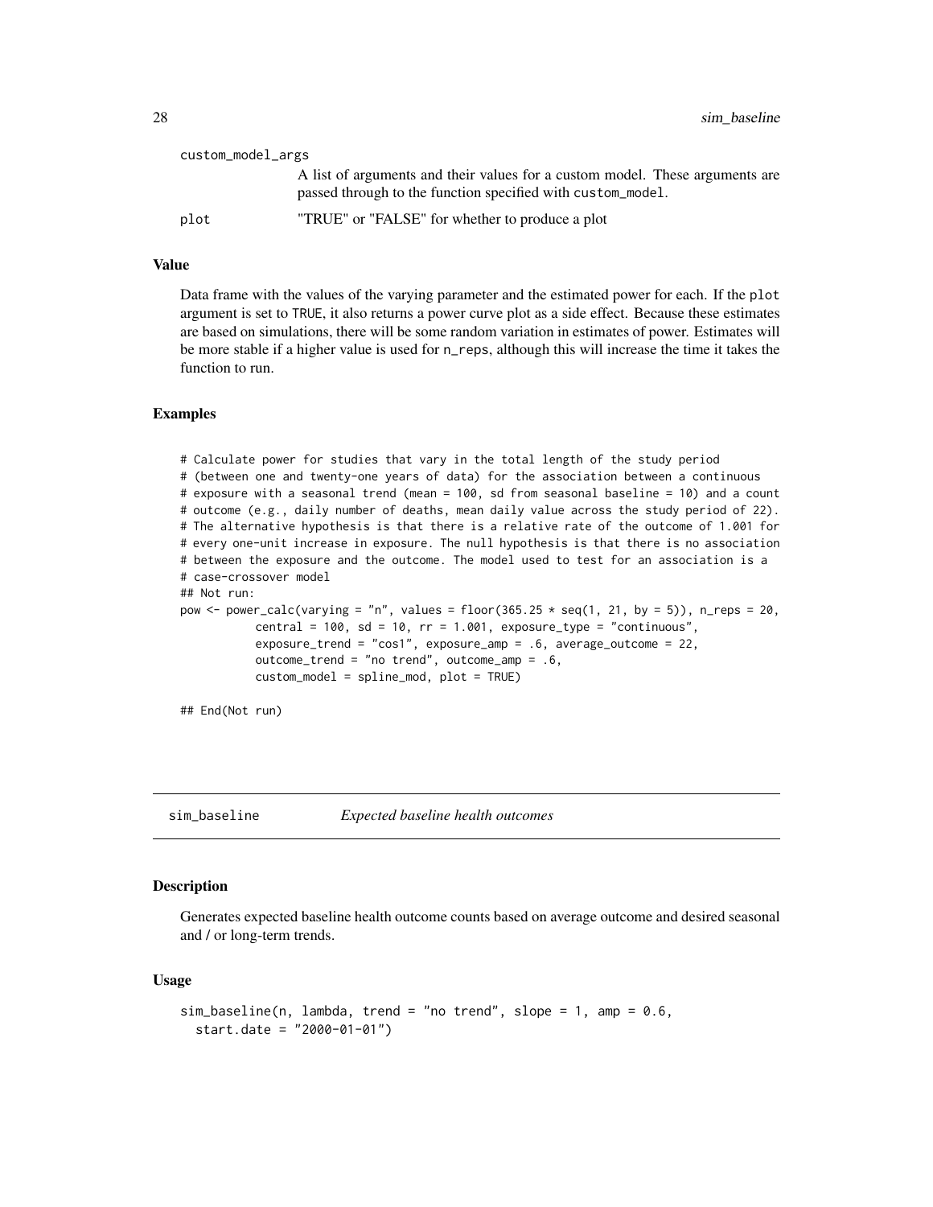custom_model_args
: A list of arguments and their values for a custom model. These arguments are passed through to the function specified with custom_model.

plot
: "TRUE" or "FALSE" for whether to produce a plot

### Value

Data frame with the values of the varying parameter and the estimated power for each. If the plot argument is set to TRUE, it also returns a power curve plot as a side effect. Because these estimates are based on simulations, there will be some random variation in estimates of power. Estimates will be more stable if a higher value is used for n_reps, although this will increase the time it takes the function to run.

### Examples

```
# Calculate power for studies that vary in the total length of the study period
# (between one and twenty-one years of data) for the association between a continuous
# exposure with a seasonal trend (mean = 100, sd from seasonal baseline = 10) and a count
# outcome (e.g., daily number of deaths, mean daily value across the study period of 22).
# The alternative hypothesis is that there is a relative rate of the outcome of 1.001 for
# every one-unit increase in exposure. The null hypothesis is that there is no association
# between the exposure and the outcome. The model used to test for an association is a
# case-crossover model
## Not run:
pow <- power_calc(varying = "n", values = floor(365.25 * seq(1, 21, by = 5)), n_reps = 20,
           central = 100, sd = 10, rr = 1.001, exposure_type = "continuous",
           exposure_trend = "cos1", exposure_amp = .6, average_outcome = 22,
           outcome_trend = "no trend", outcome_amp = .6,
           custom_model = spline_mod, plot = TRUE)

## End(Not run)
```

## sim_baseline    *Expected baseline health outcomes*

### Description

Generates expected baseline health outcome counts based on average outcome and desired seasonal and / or long-term trends.

### Usage

```
sim_baseline(n, lambda, trend = "no trend", slope = 1, amp = 0.6,
  start.date = "2000-01-01")
```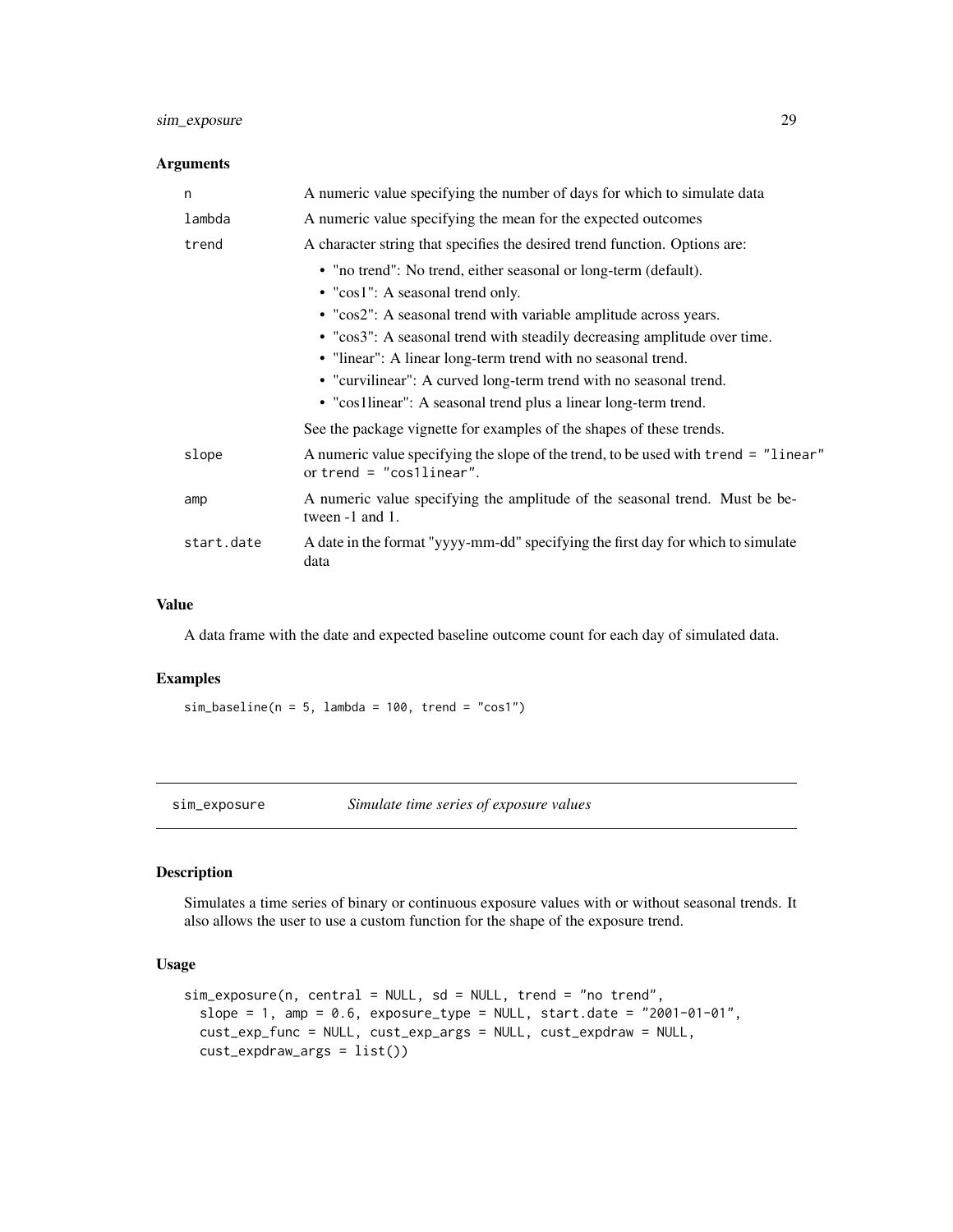## Arguments

| | |
|---|---|
| `n` | A numeric value specifying the number of days for which to simulate data |
| `lambda` | A numeric value specifying the mean for the expected outcomes |
| `trend` | A character string that specifies the desired trend function. Options are: <br>• "no trend": No trend, either seasonal or long-term (default). <br>• "cos1": A seasonal trend only. <br>• "cos2": A seasonal trend with variable amplitude across years. <br>• "cos3": A seasonal trend with steadily decreasing amplitude over time. <br>• "linear": A linear long-term trend with no seasonal trend. <br>• "curvilinear": A curved long-term trend with no seasonal trend. <br>• "cos1linear": A seasonal trend plus a linear long-term trend. <br>See the package vignette for examples of the shapes of these trends. |
| `slope` | A numeric value specifying the slope of the trend, to be used with `trend = "linear"` or `trend = "cos1linear"`. |
| `amp` | A numeric value specifying the amplitude of the seasonal trend. Must be between -1 and 1. |
| `start.date` | A date in the format "yyyy-mm-dd" specifying the first day for which to simulate data |

## Value

A data frame with the date and expected baseline outcome count for each day of simulated data.

## Examples

```
sim_baseline(n = 5, lambda = 100, trend = "cos1")
```

---

# sim_exposure — *Simulate time series of exposure values*

## Description

Simulates a time series of binary or continuous exposure values with or without seasonal trends. It also allows the user to use a custom function for the shape of the exposure trend.

## Usage

```
sim_exposure(n, central = NULL, sd = NULL, trend = "no trend",
  slope = 1, amp = 0.6, exposure_type = NULL, start.date = "2001-01-01",
  cust_exp_func = NULL, cust_exp_args = NULL, cust_expdraw = NULL,
  cust_expdraw_args = list())
```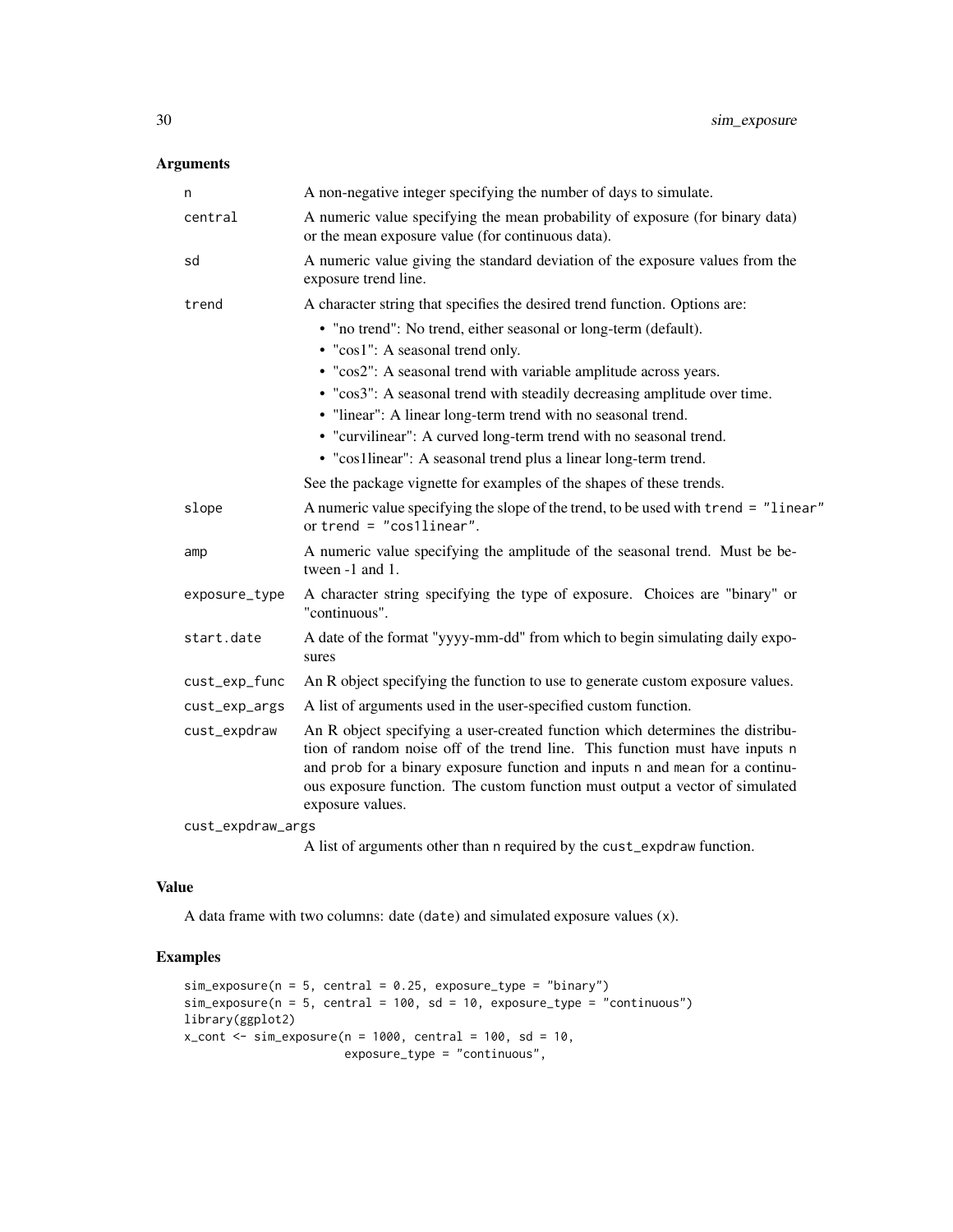### Arguments

| | |
|---|---|
| `n` | A non-negative integer specifying the number of days to simulate. |
| `central` | A numeric value specifying the mean probability of exposure (for binary data) or the mean exposure value (for continuous data). |
| `sd` | A numeric value giving the standard deviation of the exposure values from the exposure trend line. |
| `trend` | A character string that specifies the desired trend function. Options are: <br>• "no trend": No trend, either seasonal or long-term (default). <br>• "cos1": A seasonal trend only. <br>• "cos2": A seasonal trend with variable amplitude across years. <br>• "cos3": A seasonal trend with steadily decreasing amplitude over time. <br>• "linear": A linear long-term trend with no seasonal trend. <br>• "curvilinear": A curved long-term trend with no seasonal trend. <br>• "cos1linear": A seasonal trend plus a linear long-term trend. <br>See the package vignette for examples of the shapes of these trends. |
| `slope` | A numeric value specifying the slope of the trend, to be used with `trend = "linear"` or `trend = "cos1linear"`. |
| `amp` | A numeric value specifying the amplitude of the seasonal trend. Must be between -1 and 1. |
| `exposure_type` | A character string specifying the type of exposure. Choices are "binary" or "continuous". |
| `start.date` | A date of the format "yyyy-mm-dd" from which to begin simulating daily exposures |
| `cust_exp_func` | An R object specifying the function to use to generate custom exposure values. |
| `cust_exp_args` | A list of arguments used in the user-specified custom function. |
| `cust_expdraw` | An R object specifying a user-created function which determines the distribution of random noise off of the trend line. This function must have inputs `n` and `prob` for a binary exposure function and inputs `n` and `mean` for a continuous exposure function. The custom function must output a vector of simulated exposure values. |
| `cust_expdraw_args` | A list of arguments other than `n` required by the `cust_expdraw` function. |

### Value

A data frame with two columns: date (`date`) and simulated exposure values (`x`).

### Examples

```
sim_exposure(n = 5, central = 0.25, exposure_type = "binary")
sim_exposure(n = 5, central = 100, sd = 10, exposure_type = "continuous")
library(ggplot2)
x_cont <- sim_exposure(n = 1000, central = 100, sd = 10,
                       exposure_type = "continuous",
```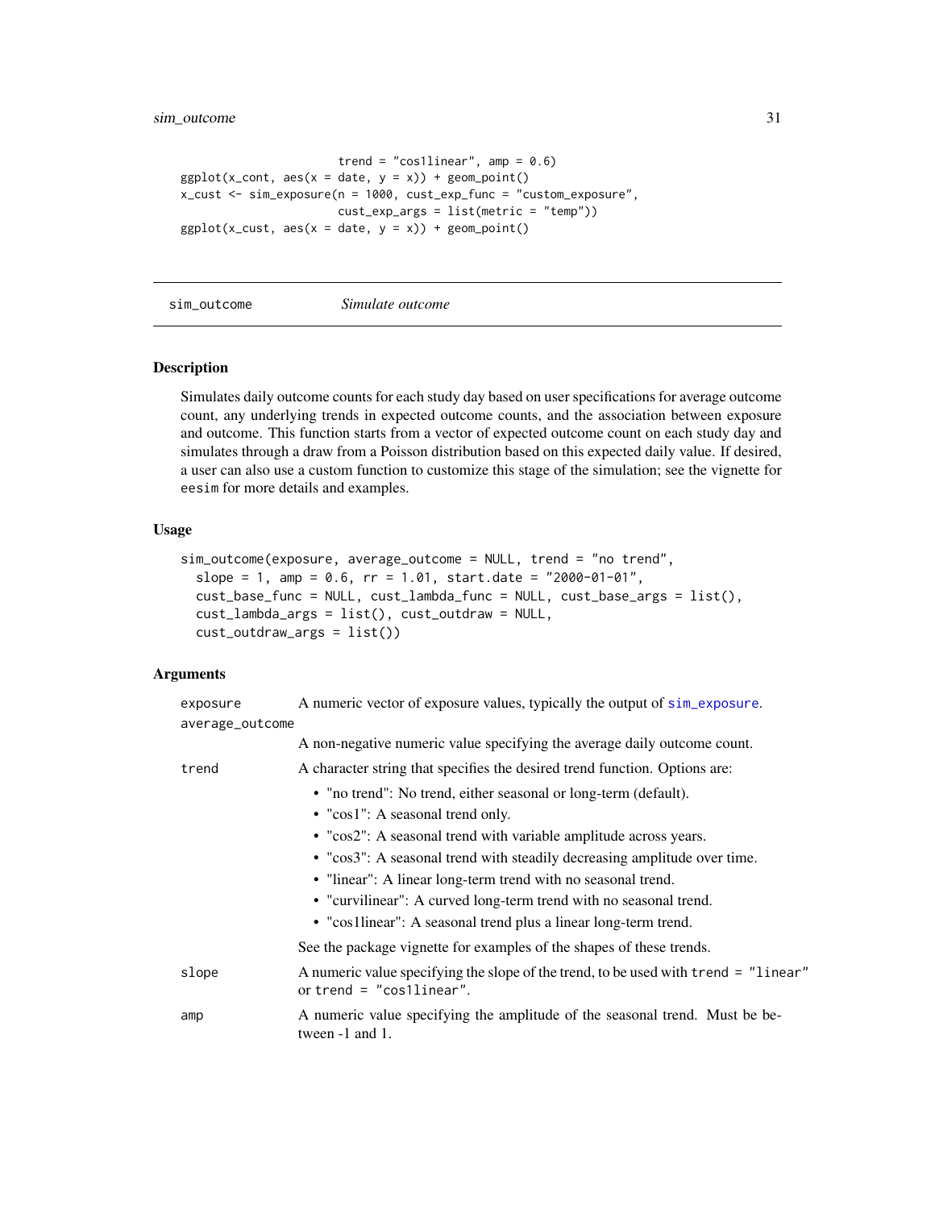```
                       trend = "cos1linear", amp = 0.6)
ggplot(x_cont, aes(x = date, y = x)) + geom_point()
x_cust <- sim_exposure(n = 1000, cust_exp_func = "custom_exposure",
                       cust_exp_args = list(metric = "temp"))
ggplot(x_cust, aes(x = date, y = x)) + geom_point()
```

## sim_outcome *Simulate outcome*

### Description

Simulates daily outcome counts for each study day based on user specifications for average outcome count, any underlying trends in expected outcome counts, and the association between exposure and outcome. This function starts from a vector of expected outcome count on each study day and simulates through a draw from a Poisson distribution based on this expected daily value. If desired, a user can also use a custom function to customize this stage of the simulation; see the vignette for eesim for more details and examples.

### Usage

```
sim_outcome(exposure, average_outcome = NULL, trend = "no trend",
  slope = 1, amp = 0.6, rr = 1.01, start.date = "2000-01-01",
  cust_base_func = NULL, cust_lambda_func = NULL, cust_base_args = list(),
  cust_lambda_args = list(), cust_outdraw = NULL,
  cust_outdraw_args = list())
```

### Arguments

`exposure` A numeric vector of exposure values, typically the output of `sim_exposure`.

`average_outcome` A non-negative numeric value specifying the average daily outcome count.

`trend` A character string that specifies the desired trend function. Options are:

- "no trend": No trend, either seasonal or long-term (default).
- "cos1": A seasonal trend only.
- "cos2": A seasonal trend with variable amplitude across years.
- "cos3": A seasonal trend with steadily decreasing amplitude over time.
- "linear": A linear long-term trend with no seasonal trend.
- "curvilinear": A curved long-term trend with no seasonal trend.
- "cos1linear": A seasonal trend plus a linear long-term trend.

See the package vignette for examples of the shapes of these trends.

`slope` A numeric value specifying the slope of the trend, to be used with `trend = "linear"` or `trend = "cos1linear"`.

`amp` A numeric value specifying the amplitude of the seasonal trend. Must be between -1 and 1.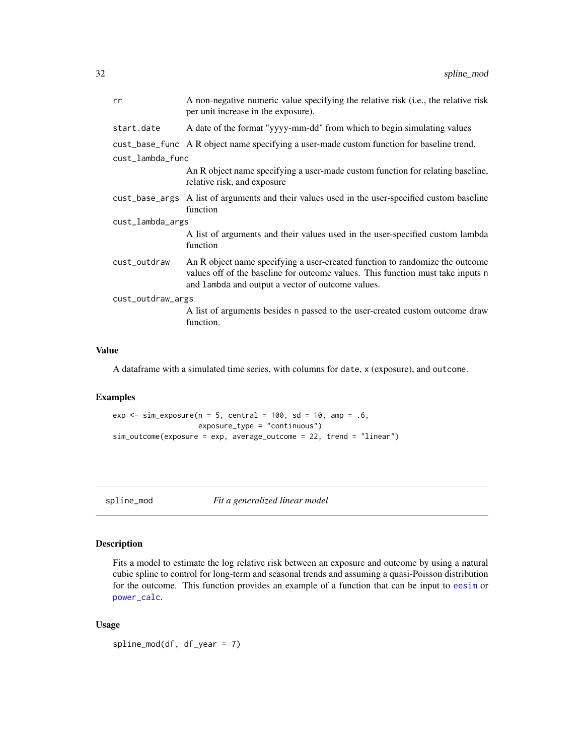| | |
|---|---|
| rr | A non-negative numeric value specifying the relative risk (i.e., the relative risk per unit increase in the exposure). |
| start.date | A date of the format "yyyy-mm-dd" from which to begin simulating values |
| cust_base_func | A R object name specifying a user-made custom function for baseline trend. |
| cust_lambda_func | An R object name specifying a user-made custom function for relating baseline, relative risk, and exposure |
| cust_base_args | A list of arguments and their values used in the user-specified custom baseline function |
| cust_lambda_args | A list of arguments and their values used in the user-specified custom lambda function |
| cust_outdraw | An R object name specifying a user-created function to randomize the outcome values off of the baseline for outcome values. This function must take inputs n and lambda and output a vector of outcome values. |
| cust_outdraw_args | A list of arguments besides n passed to the user-created custom outcome draw function. |

### Value

A dataframe with a simulated time series, with columns for date, x (exposure), and outcome.

### Examples

```
exp <- sim_exposure(n = 5, central = 100, sd = 10, amp = .6,
                    exposure_type = "continuous")
sim_outcome(exposure = exp, average_outcome = 22, trend = "linear")
```

---

## spline_mod    *Fit a generalized linear model*

---

### Description

Fits a model to estimate the log relative risk between an exposure and outcome by using a natural cubic spline to control for long-term and seasonal trends and assuming a quasi-Poisson distribution for the outcome. This function provides an example of a function that can be input to eesim or power_calc.

### Usage

```
spline_mod(df, df_year = 7)
```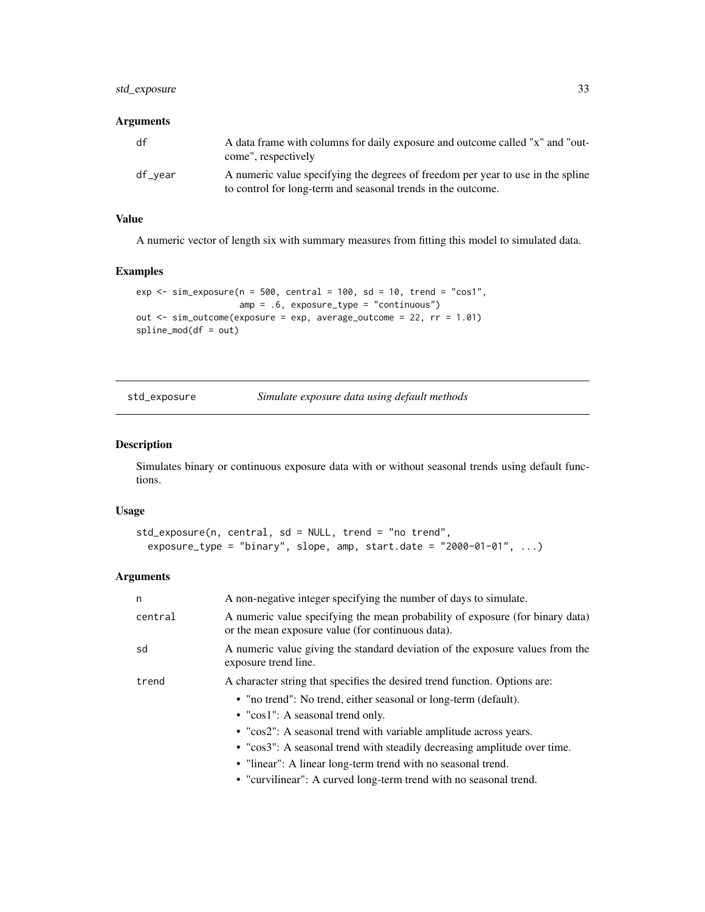### Arguments

| | |
|---|---|
| df | A data frame with columns for daily exposure and outcome called "x" and "outcome", respectively |
| df_year | A numeric value specifying the degrees of freedom per year to use in the spline to control for long-term and seasonal trends in the outcome. |

### Value

A numeric vector of length six with summary measures from fitting this model to simulated data.

### Examples

```
exp <- sim_exposure(n = 500, central = 100, sd = 10, trend = "cos1",
                    amp = .6, exposure_type = "continuous")
out <- sim_outcome(exposure = exp, average_outcome = 22, rr = 1.01)
spline_mod(df = out)
```

---

## std_exposure *Simulate exposure data using default methods*

### Description

Simulates binary or continuous exposure data with or without seasonal trends using default functions.

### Usage

```
std_exposure(n, central, sd = NULL, trend = "no trend",
  exposure_type = "binary", slope, amp, start.date = "2000-01-01", ...)
```

### Arguments

| | |
|---|---|
| n | A non-negative integer specifying the number of days to simulate. |
| central | A numeric value specifying the mean probability of exposure (for binary data) or the mean exposure value (for continuous data). |
| sd | A numeric value giving the standard deviation of the exposure values from the exposure trend line. |
| trend | A character string that specifies the desired trend function. Options are: <br>• "no trend": No trend, either seasonal or long-term (default).<br>• "cos1": A seasonal trend only.<br>• "cos2": A seasonal trend with variable amplitude across years.<br>• "cos3": A seasonal trend with steadily decreasing amplitude over time.<br>• "linear": A linear long-term trend with no seasonal trend.<br>• "curvilinear": A curved long-term trend with no seasonal trend. |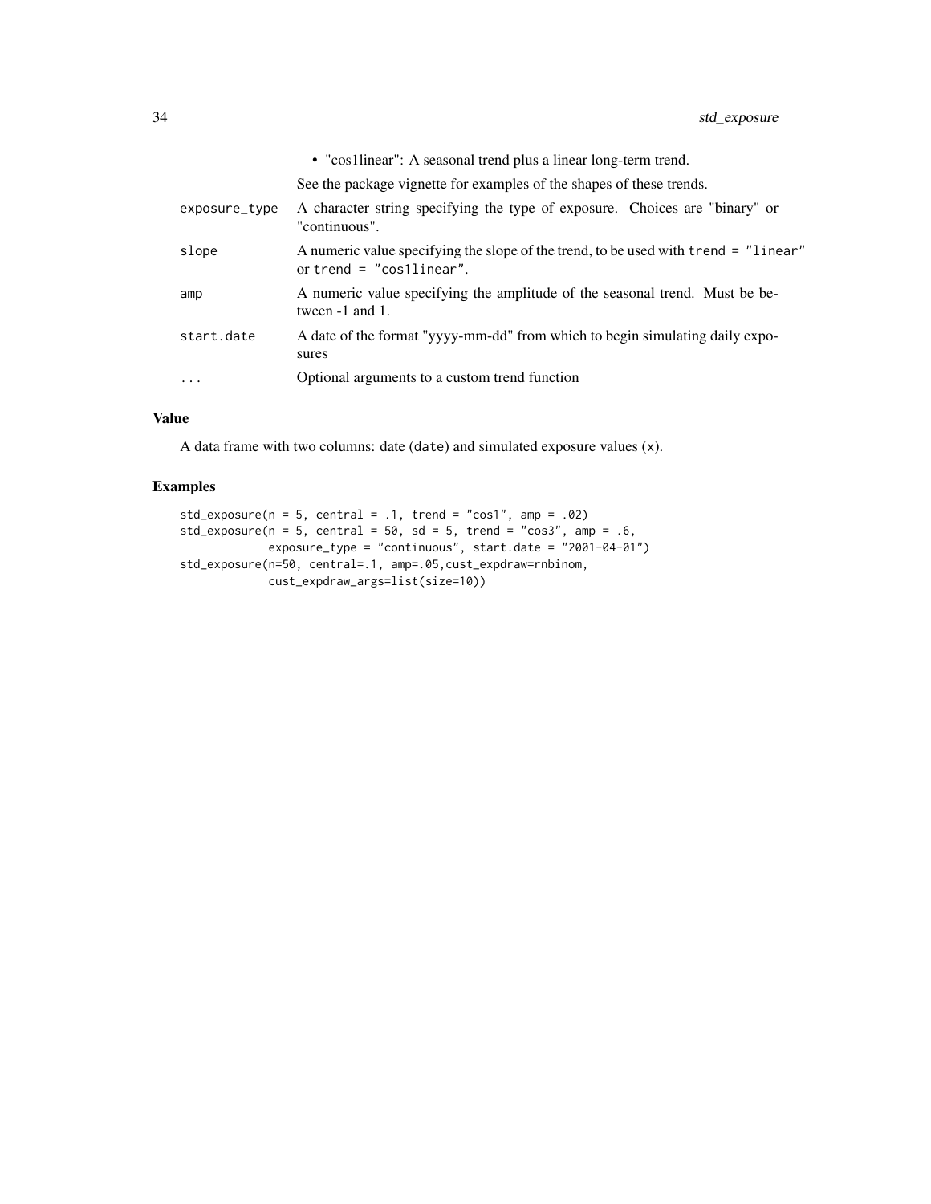- "cos1linear": A seasonal trend plus a linear long-term trend.

  See the package vignette for examples of the shapes of these trends.

| | |
|---|---|
| `exposure_type` | A character string specifying the type of exposure. Choices are "binary" or "continuous". |
| `slope` | A numeric value specifying the slope of the trend, to be used with `trend = "linear"` or `trend = "cos1linear"`. |
| `amp` | A numeric value specifying the amplitude of the seasonal trend. Must be between -1 and 1. |
| `start.date` | A date of the format "yyyy-mm-dd" from which to begin simulating daily exposures |
| `...` | Optional arguments to a custom trend function |

### Value

A data frame with two columns: date (`date`) and simulated exposure values (`x`).

### Examples

```
std_exposure(n = 5, central = .1, trend = "cos1", amp = .02)
std_exposure(n = 5, central = 50, sd = 5, trend = "cos3", amp = .6,
             exposure_type = "continuous", start.date = "2001-04-01")
std_exposure(n=50, central=.1, amp=.05,cust_expdraw=rnbinom,
             cust_expdraw_args=list(size=10))
```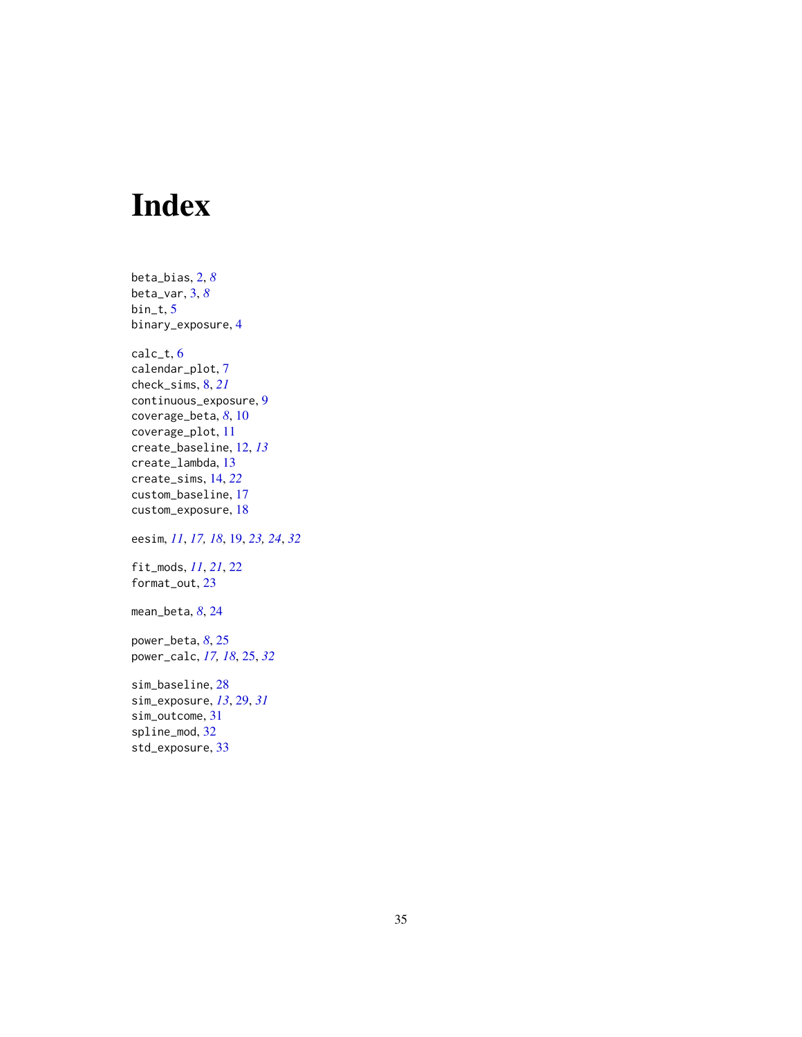# Index

beta_bias, 2, *8*
beta_var, 3, *8*
bin_t, 5
binary_exposure, 4

calc_t, 6
calendar_plot, 7
check_sims, 8, *21*
continuous_exposure, 9
coverage_beta, *8*, 10
coverage_plot, 11
create_baseline, 12, *13*
create_lambda, 13
create_sims, 14, *22*
custom_baseline, 17
custom_exposure, 18

eesim, *11*, *17, 18*, 19, *23, 24*, *32*

fit_mods, *11*, *21*, 22
format_out, 23

mean_beta, *8*, 24

power_beta, *8*, 25
power_calc, *17, 18*, 25, *32*

sim_baseline, 28
sim_exposure, *13*, 29, *31*
sim_outcome, 31
spline_mod, 32
std_exposure, 33